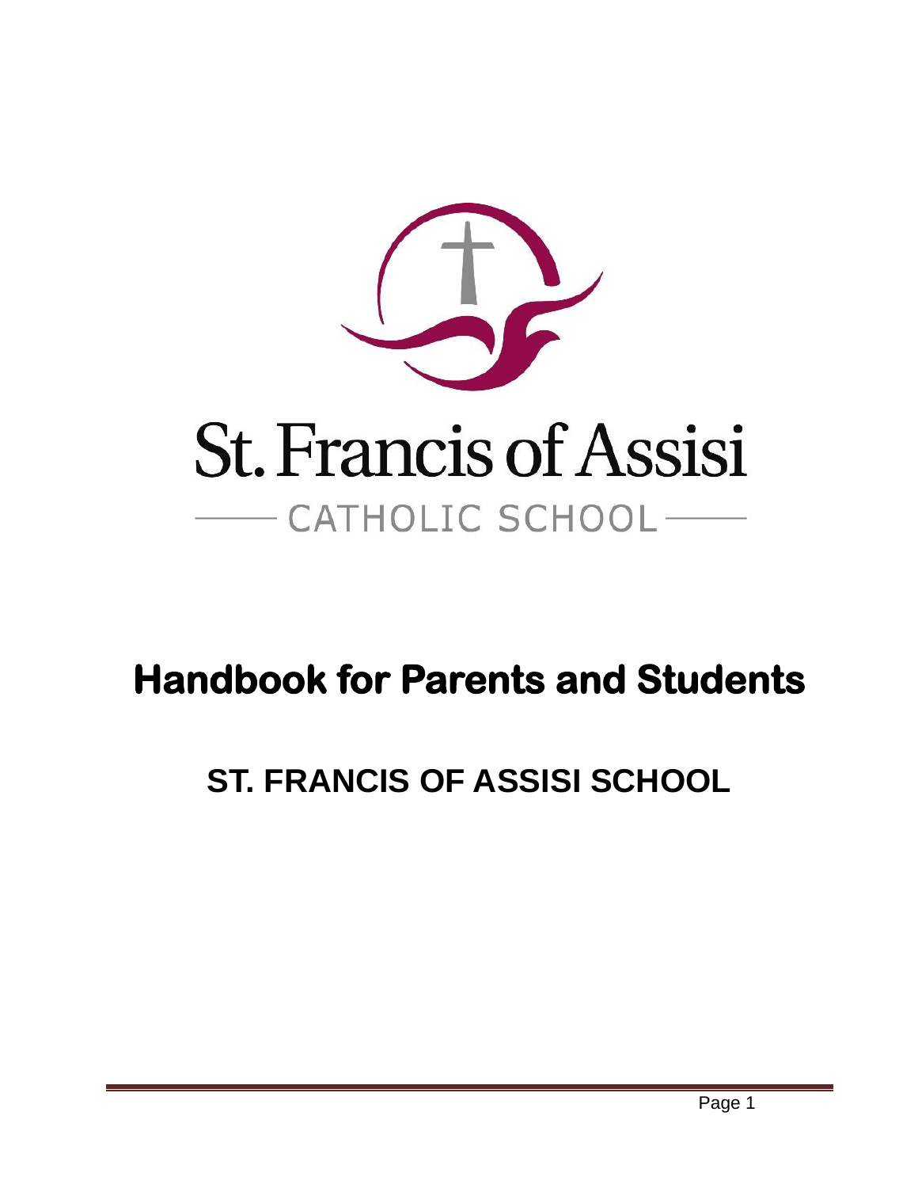St. Francis of Assisi

CATHOLIC SCHOOL

# Handbook for Parents and Students

## ST. FRANCIS OF ASSISI SCHOOL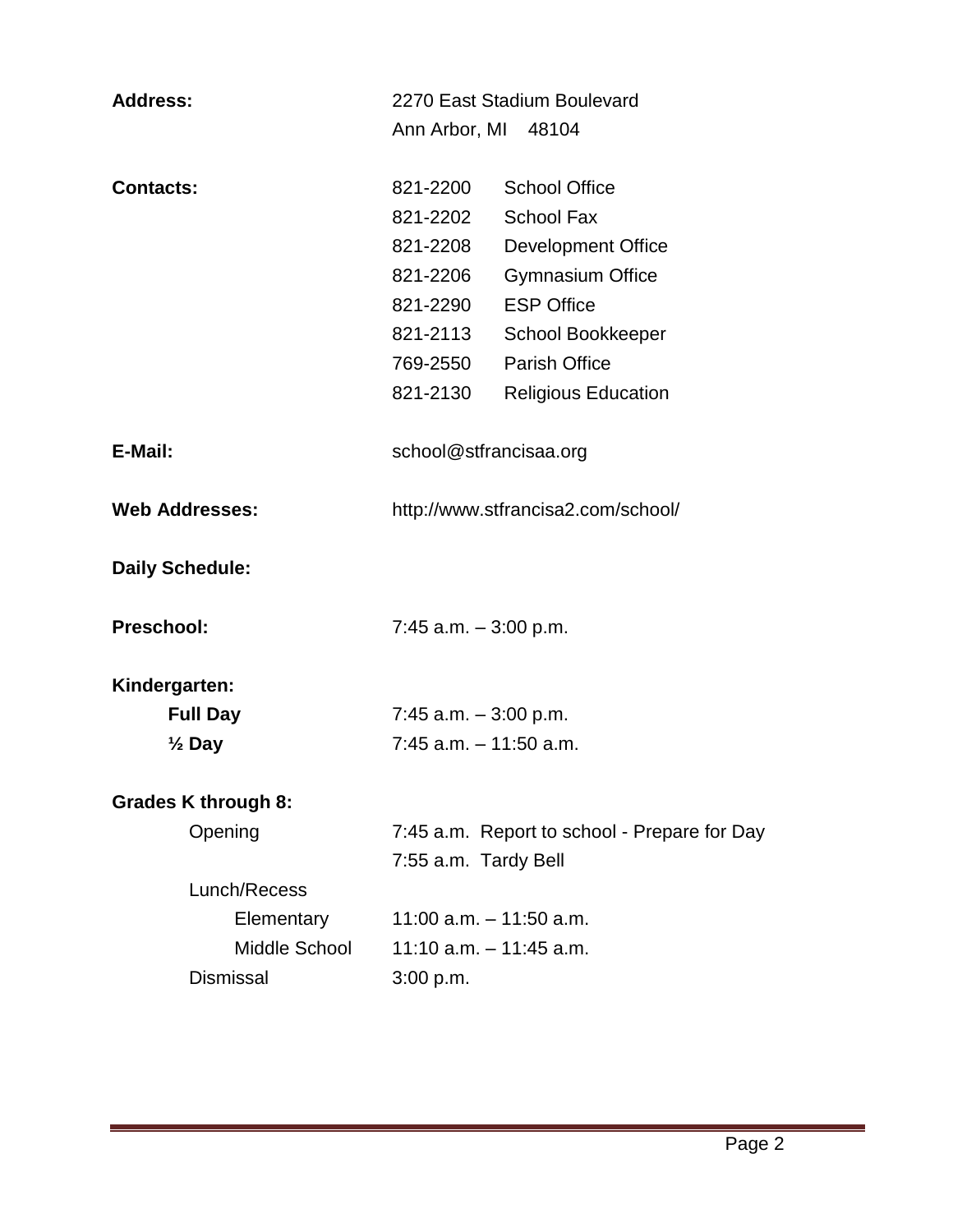**Address:** 2270 East Stadium Boulevard
Ann Arbor, MI 48104

**Contacts:**

| | |
|---|---|
| 821-2200 | School Office |
| 821-2202 | School Fax |
| 821-2208 | Development Office |
| 821-2206 | Gymnasium Office |
| 821-2290 | ESP Office |
| 821-2113 | School Bookkeeper |
| 769-2550 | Parish Office |
| 821-2130 | Religious Education |

**E-Mail:** school@stfrancisaa.org

**Web Addresses:** http://www.stfrancisa2.com/school/

**Daily Schedule:**

**Preschool:** 7:45 a.m. – 3:00 p.m.

**Kindergarten:**

- **Full Day** 7:45 a.m. – 3:00 p.m.
- **½ Day** 7:45 a.m. – 11:50 a.m.

**Grades K through 8:**

- Opening
  - 7:45 a.m. Report to school - Prepare for Day
  - 7:55 a.m. Tardy Bell
- Lunch/Recess
  - Elementary 11:00 a.m. – 11:50 a.m.
  - Middle School 11:10 a.m. – 11:45 a.m.
- Dismissal 3:00 p.m.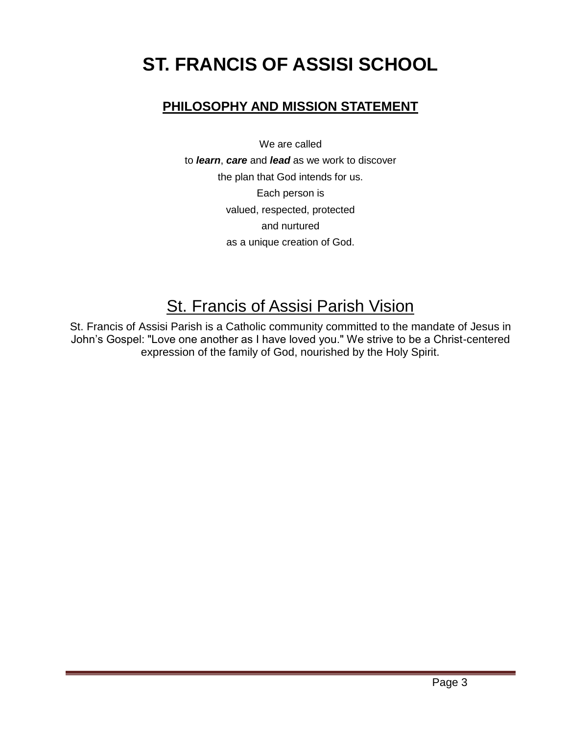# ST. FRANCIS OF ASSISI SCHOOL

## PHILOSOPHY AND MISSION STATEMENT

We are called
to ***learn***, ***care*** and ***lead*** as we work to discover
the plan that God intends for us.
Each person is
valued, respected, protected
and nurtured
as a unique creation of God.

## St. Francis of Assisi Parish Vision

St. Francis of Assisi Parish is a Catholic community committed to the mandate of Jesus in John's Gospel: "Love one another as I have loved you." We strive to be a Christ-centered expression of the family of God, nourished by the Holy Spirit.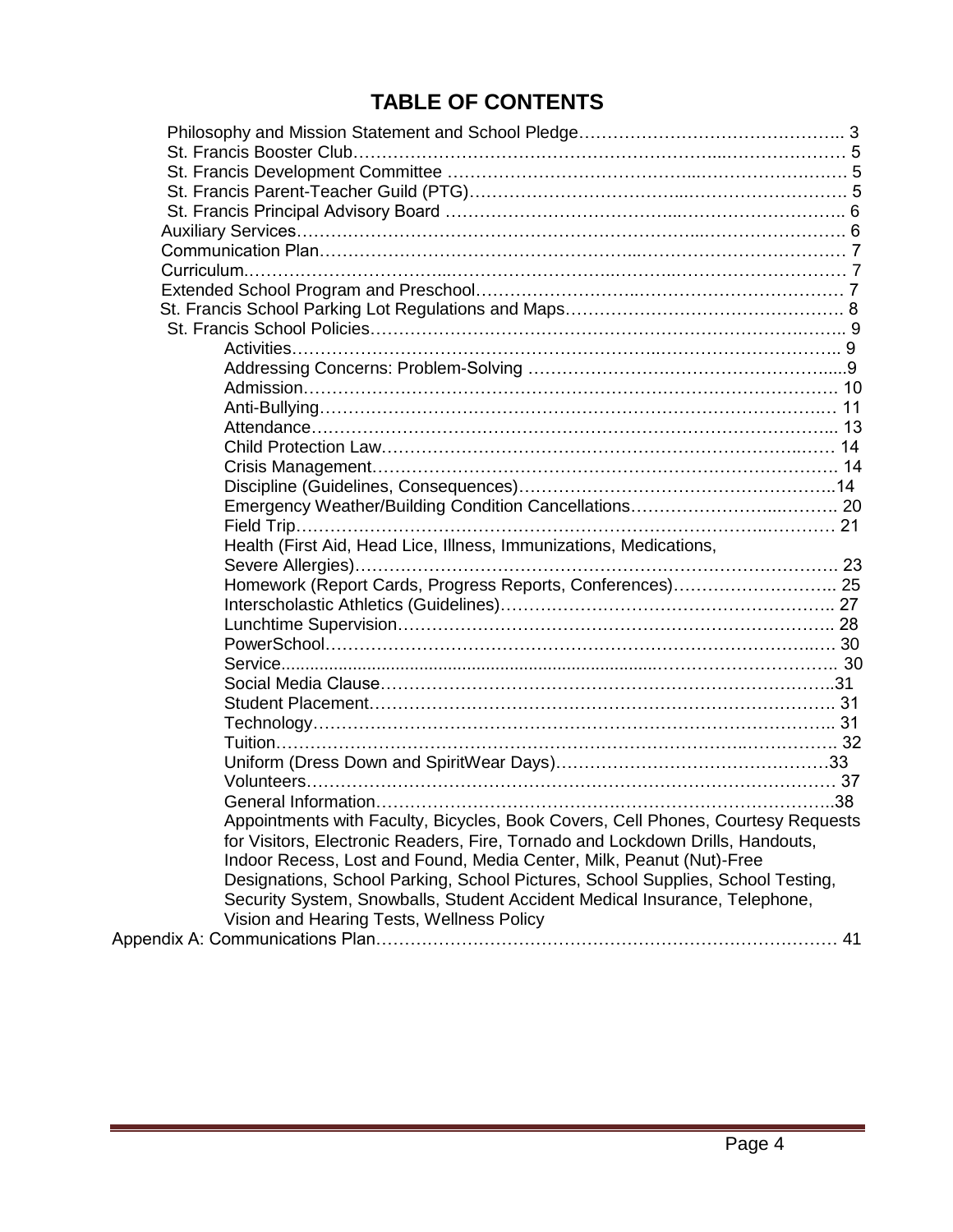# TABLE OF CONTENTS

- Philosophy and Mission Statement and School Pledge………………………………………. 3
- St. Francis Booster Club……………………………………………………………………… 5
- St. Francis Development Committee ………………………………………………………… 5
- St. Francis Parent-Teacher Guild (PTG)……………………………………………………. 5
- St. Francis Principal Advisory Board ………………………………………………………… 6
- Auxiliary Services………………………………………………………………………………… 6
- Communication Plan………………………………………………………………………………… 7
- Curriculum.…………………………………………………………………………………………… 7
- Extended School Program and Preschool…………………………………………………… 7
- St. Francis School Parking Lot Regulations and Maps…………………………………… 8
- St. Francis School Policies……………………………………………………………………… 9
    - Activities……………………………………………………………………………………… 9
    - Addressing Concerns: Problem-Solving ………………………………………………....9
    - Admission……………………………………………………………………………………… 10
    - Anti-Bullying………………………………………………………………………………… 11
    - Attendance…………………………………………………………………………………… 13
    - Child Protection Law………………………………………………………………………… 14
    - Crisis Management…………………………………………………………………………… 14
    - Discipline (Guidelines, Consequences)……………………………………………………..14
    - Emergency Weather/Building Condition Cancellations……………………………………. 20
    - Field Trip……………………………………………………………………………………… 21
    - Health (First Aid, Head Lice, Illness, Immunizations, Medications, Severe Allergies)………………………………………………………………………… 23
    - Homework (Report Cards, Progress Reports, Conferences)……………………….. 25
    - Interscholastic Athletics (Guidelines)………………………………………………….. 27
    - Lunchtime Supervision……………………………………………………………………… 28
    - PowerSchool………………………………………………………………………………… 30
    - Service...................................................................................................... 30
    - Social Media Clause……………………………………………………………………..31
    - Student Placement…………………………………………………………………………. 31
    - Technology………………………………………………………………………………….. 31
    - Tuition……………………………………………………………………………………….. 32
    - Uniform (Dress Down and SpiritWear Days)…………………………………………33
    - Volunteers…………………………………………………………………………………… 37
    - General Information……………………………………………………………………..38
    - Appointments with Faculty, Bicycles, Book Covers, Cell Phones, Courtesy Requests for Visitors, Electronic Readers, Fire, Tornado and Lockdown Drills, Handouts, Indoor Recess, Lost and Found, Media Center, Milk, Peanut (Nut)-Free Designations, School Parking, School Pictures, School Supplies, School Testing, Security System, Snowballs, Student Accident Medical Insurance, Telephone, Vision and Hearing Tests, Wellness Policy
- Appendix A: Communications Plan…………………………………………………………… 41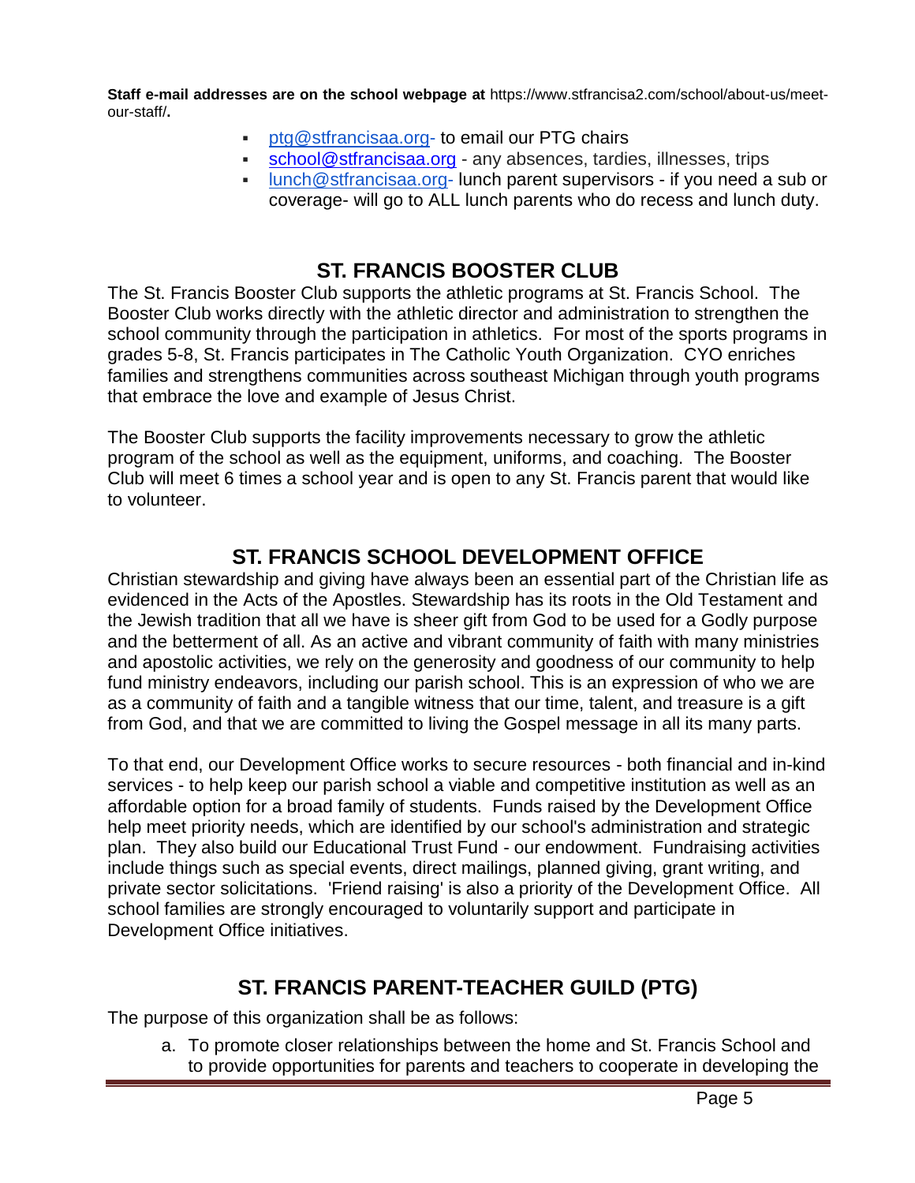**Staff e-mail addresses are on the school webpage at** https://www.stfrancisa2.com/school/about-us/meet-our-staff/**.**

- ptg@stfrancisaa.org- to email our PTG chairs
- school@stfrancisaa.org - any absences, tardies, illnesses, trips
- lunch@stfrancisaa.org- lunch parent supervisors - if you need a sub or coverage- will go to ALL lunch parents who do recess and lunch duty.

## ST. FRANCIS BOOSTER CLUB

The St. Francis Booster Club supports the athletic programs at St. Francis School. The Booster Club works directly with the athletic director and administration to strengthen the school community through the participation in athletics. For most of the sports programs in grades 5-8, St. Francis participates in The Catholic Youth Organization. CYO enriches families and strengthens communities across southeast Michigan through youth programs that embrace the love and example of Jesus Christ.

The Booster Club supports the facility improvements necessary to grow the athletic program of the school as well as the equipment, uniforms, and coaching. The Booster Club will meet 6 times a school year and is open to any St. Francis parent that would like to volunteer.

## ST. FRANCIS SCHOOL DEVELOPMENT OFFICE

Christian stewardship and giving have always been an essential part of the Christian life as evidenced in the Acts of the Apostles. Stewardship has its roots in the Old Testament and the Jewish tradition that all we have is sheer gift from God to be used for a Godly purpose and the betterment of all. As an active and vibrant community of faith with many ministries and apostolic activities, we rely on the generosity and goodness of our community to help fund ministry endeavors, including our parish school. This is an expression of who we are as a community of faith and a tangible witness that our time, talent, and treasure is a gift from God, and that we are committed to living the Gospel message in all its many parts.

To that end, our Development Office works to secure resources - both financial and in-kind services - to help keep our parish school a viable and competitive institution as well as an affordable option for a broad family of students. Funds raised by the Development Office help meet priority needs, which are identified by our school's administration and strategic plan. They also build our Educational Trust Fund - our endowment. Fundraising activities include things such as special events, direct mailings, planned giving, grant writing, and private sector solicitations. 'Friend raising' is also a priority of the Development Office. All school families are strongly encouraged to voluntarily support and participate in Development Office initiatives.

## ST. FRANCIS PARENT-TEACHER GUILD (PTG)

The purpose of this organization shall be as follows:

a. To promote closer relationships between the home and St. Francis School and to provide opportunities for parents and teachers to cooperate in developing the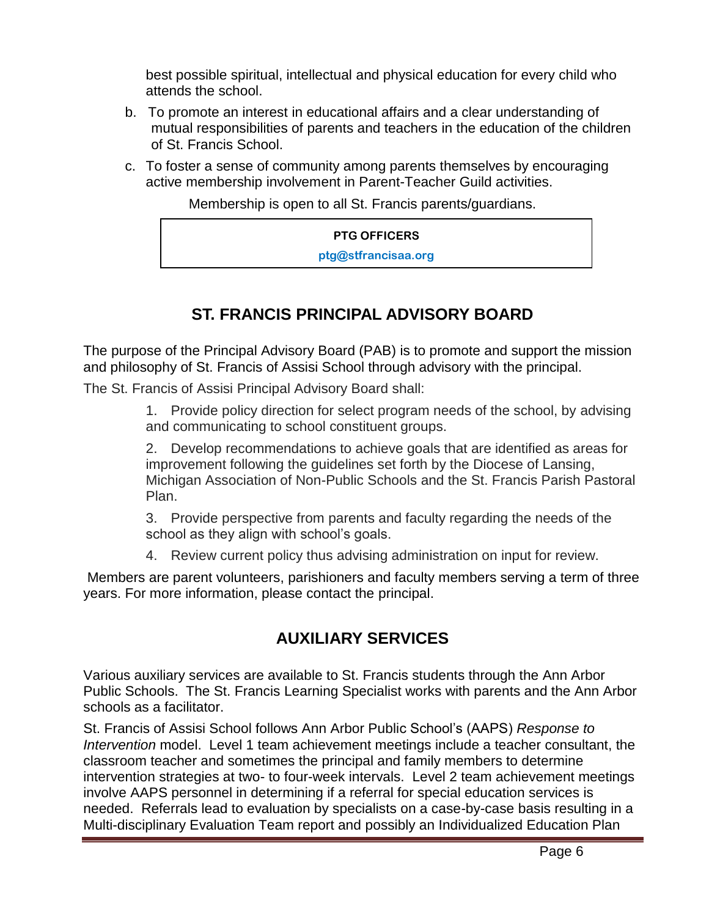best possible spiritual, intellectual and physical education for every child who attends the school.

b. To promote an interest in educational affairs and a clear understanding of mutual responsibilities of parents and teachers in the education of the children of St. Francis School.

c. To foster a sense of community among parents themselves by encouraging active membership involvement in Parent-Teacher Guild activities.

Membership is open to all St. Francis parents/guardians.

| **PTG OFFICERS** |
| --- |
| **ptg@stfrancisaa.org** |

## ST. FRANCIS PRINCIPAL ADVISORY BOARD

The purpose of the Principal Advisory Board (PAB) is to promote and support the mission and philosophy of St. Francis of Assisi School through advisory with the principal.

The St. Francis of Assisi Principal Advisory Board shall:

1. Provide policy direction for select program needs of the school, by advising and communicating to school constituent groups.
2. Develop recommendations to achieve goals that are identified as areas for improvement following the guidelines set forth by the Diocese of Lansing, Michigan Association of Non-Public Schools and the St. Francis Parish Pastoral Plan.
3. Provide perspective from parents and faculty regarding the needs of the school as they align with school's goals.
4. Review current policy thus advising administration on input for review.

Members are parent volunteers, parishioners and faculty members serving a term of three years. For more information, please contact the principal.

## AUXILIARY SERVICES

Various auxiliary services are available to St. Francis students through the Ann Arbor Public Schools. The St. Francis Learning Specialist works with parents and the Ann Arbor schools as a facilitator.

St. Francis of Assisi School follows Ann Arbor Public School's (AAPS) *Response to Intervention* model. Level 1 team achievement meetings include a teacher consultant, the classroom teacher and sometimes the principal and family members to determine intervention strategies at two- to four-week intervals. Level 2 team achievement meetings involve AAPS personnel in determining if a referral for special education services is needed. Referrals lead to evaluation by specialists on a case-by-case basis resulting in a Multi-disciplinary Evaluation Team report and possibly an Individualized Education Plan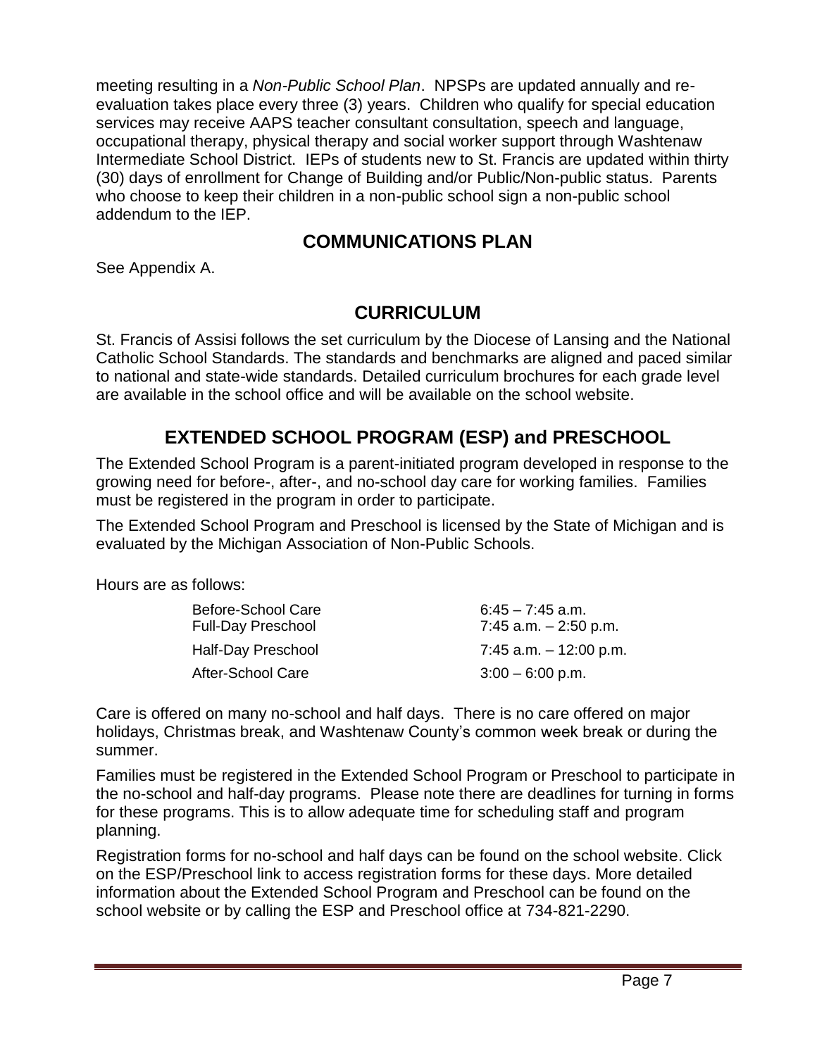meeting resulting in a *Non-Public School Plan*. NPSPs are updated annually and re-evaluation takes place every three (3) years. Children who qualify for special education services may receive AAPS teacher consultant consultation, speech and language, occupational therapy, physical therapy and social worker support through Washtenaw Intermediate School District. IEPs of students new to St. Francis are updated within thirty (30) days of enrollment for Change of Building and/or Public/Non-public status. Parents who choose to keep their children in a non-public school sign a non-public school addendum to the IEP.

## COMMUNICATIONS PLAN

See Appendix A.

## CURRICULUM

St. Francis of Assisi follows the set curriculum by the Diocese of Lansing and the National Catholic School Standards. The standards and benchmarks are aligned and paced similar to national and state-wide standards. Detailed curriculum brochures for each grade level are available in the school office and will be available on the school website.

## EXTENDED SCHOOL PROGRAM (ESP) and PRESCHOOL

The Extended School Program is a parent-initiated program developed in response to the growing need for before-, after-, and no-school day care for working families. Families must be registered in the program in order to participate.

The Extended School Program and Preschool is licensed by the State of Michigan and is evaluated by the Michigan Association of Non-Public Schools.

Hours are as follows:

| | |
|---|---|
| Before-School Care | 6:45 – 7:45 a.m. |
| Full-Day Preschool | 7:45 a.m. – 2:50 p.m. |
| Half-Day Preschool | 7:45 a.m. – 12:00 p.m. |
| After-School Care | 3:00 – 6:00 p.m. |

Care is offered on many no-school and half days. There is no care offered on major holidays, Christmas break, and Washtenaw County's common week break or during the summer.

Families must be registered in the Extended School Program or Preschool to participate in the no-school and half-day programs. Please note there are deadlines for turning in forms for these programs. This is to allow adequate time for scheduling staff and program planning.

Registration forms for no-school and half days can be found on the school website. Click on the ESP/Preschool link to access registration forms for these days. More detailed information about the Extended School Program and Preschool can be found on the school website or by calling the ESP and Preschool office at 734-821-2290.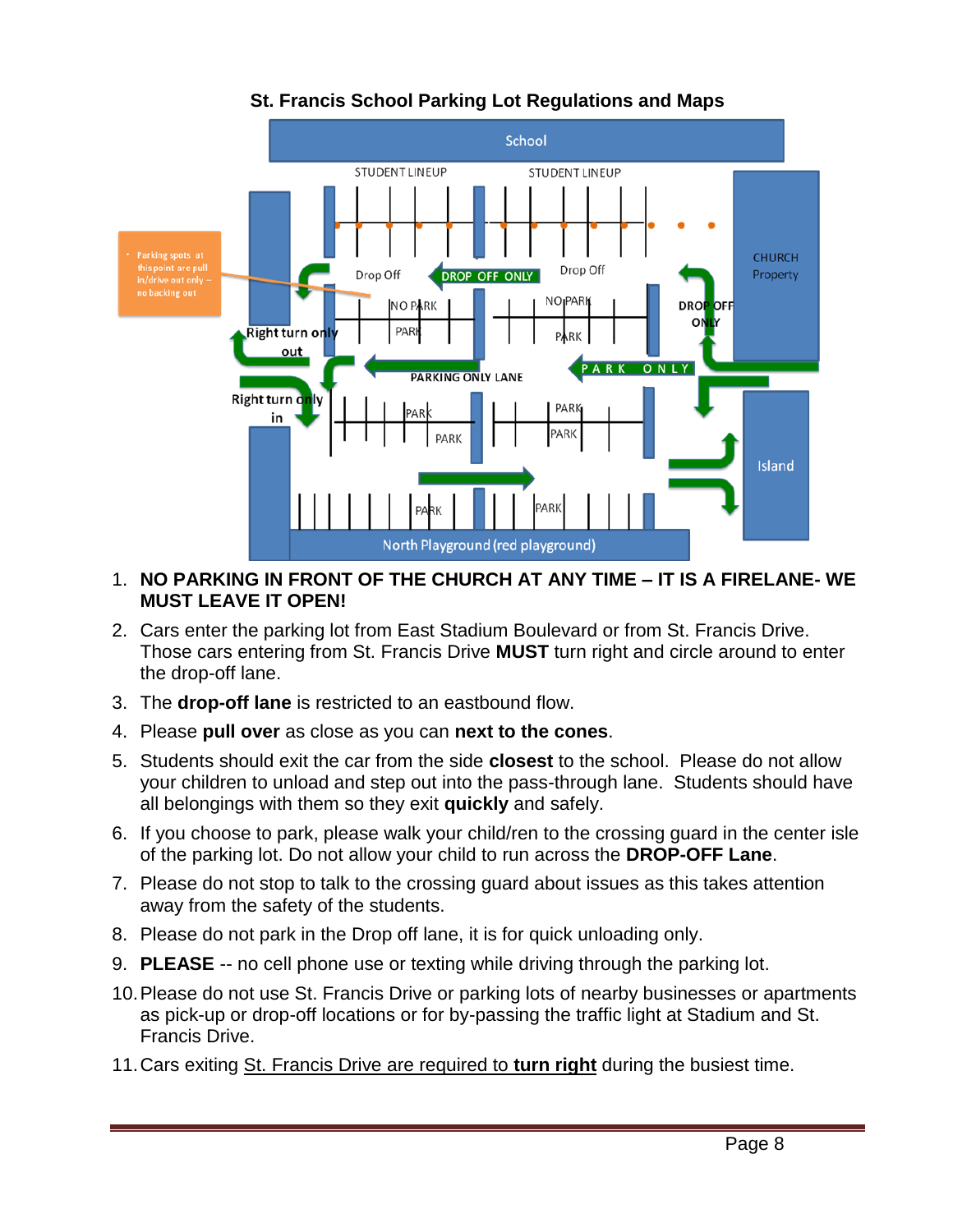# St. Francis School Parking Lot Regulations and Maps

1. **NO PARKING IN FRONT OF THE CHURCH AT ANY TIME – IT IS A FIRELANE- WE MUST LEAVE IT OPEN!**
2. Cars enter the parking lot from East Stadium Boulevard or from St. Francis Drive. Those cars entering from St. Francis Drive **MUST** turn right and circle around to enter the drop-off lane.
3. The **drop-off lane** is restricted to an eastbound flow.
4. Please **pull over** as close as you can **next to the cones**.
5. Students should exit the car from the side **closest** to the school. Please do not allow your children to unload and step out into the pass-through lane. Students should have all belongings with them so they exit **quickly** and safely.
6. If you choose to park, please walk your child/ren to the crossing guard in the center isle of the parking lot. Do not allow your child to run across the **DROP-OFF Lane**.
7. Please do not stop to talk to the crossing guard about issues as this takes attention away from the safety of the students.
8. Please do not park in the Drop off lane, it is for quick unloading only.
9. **PLEASE** -- no cell phone use or texting while driving through the parking lot.
10. Please do not use St. Francis Drive or parking lots of nearby businesses or apartments as pick-up or drop-off locations or for by-passing the traffic light at Stadium and St. Francis Drive.
11. Cars exiting <u>St. Francis Drive are required to **turn right**</u> during the busiest time.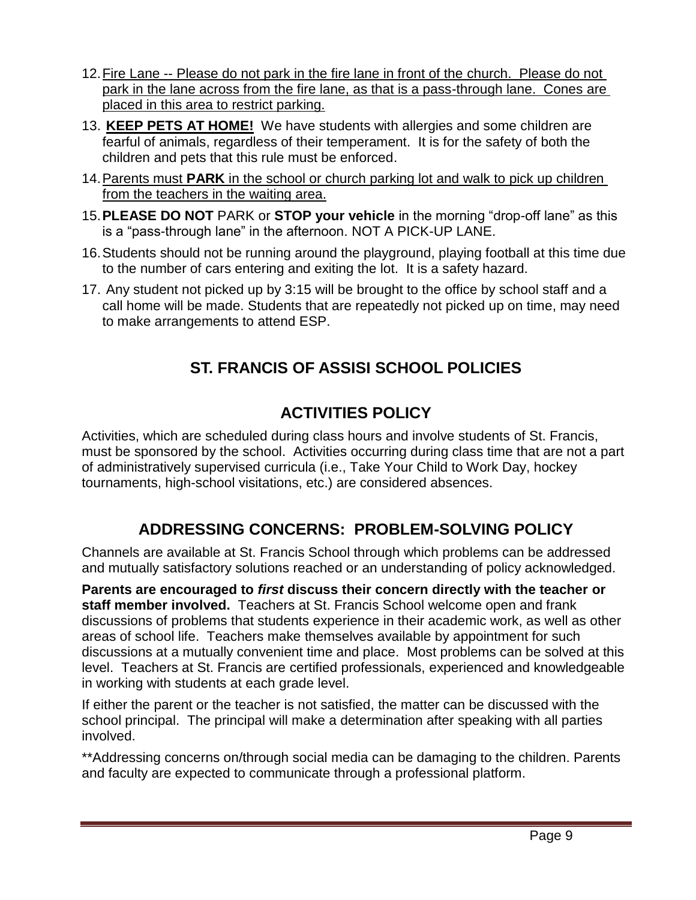12. Fire Lane -- Please do not park in the fire lane in front of the church. Please do not park in the lane across from the fire lane, as that is a pass-through lane. Cones are placed in this area to restrict parking.
13. **KEEP PETS AT HOME!** We have students with allergies and some children are fearful of animals, regardless of their temperament. It is for the safety of both the children and pets that this rule must be enforced.
14. Parents must **PARK** in the school or church parking lot and walk to pick up children from the teachers in the waiting area.
15. **PLEASE DO NOT** PARK or **STOP your vehicle** in the morning "drop-off lane" as this is a "pass-through lane" in the afternoon. NOT A PICK-UP LANE.
16. Students should not be running around the playground, playing football at this time due to the number of cars entering and exiting the lot. It is a safety hazard.
17. Any student not picked up by 3:15 will be brought to the office by school staff and a call home will be made. Students that are repeatedly not picked up on time, may need to make arrangements to attend ESP.

# ST. FRANCIS OF ASSISI SCHOOL POLICIES

## ACTIVITIES POLICY

Activities, which are scheduled during class hours and involve students of St. Francis, must be sponsored by the school. Activities occurring during class time that are not a part of administratively supervised curricula (i.e., Take Your Child to Work Day, hockey tournaments, high-school visitations, etc.) are considered absences.

## ADDRESSING CONCERNS: PROBLEM-SOLVING POLICY

Channels are available at St. Francis School through which problems can be addressed and mutually satisfactory solutions reached or an understanding of policy acknowledged.

**Parents are encouraged to *first* discuss their concern directly with the teacher or staff member involved.** Teachers at St. Francis School welcome open and frank discussions of problems that students experience in their academic work, as well as other areas of school life. Teachers make themselves available by appointment for such discussions at a mutually convenient time and place. Most problems can be solved at this level. Teachers at St. Francis are certified professionals, experienced and knowledgeable in working with students at each grade level.

If either the parent or the teacher is not satisfied, the matter can be discussed with the school principal. The principal will make a determination after speaking with all parties involved.

**Addressing concerns on/through social media can be damaging to the children. Parents and faculty are expected to communicate through a professional platform.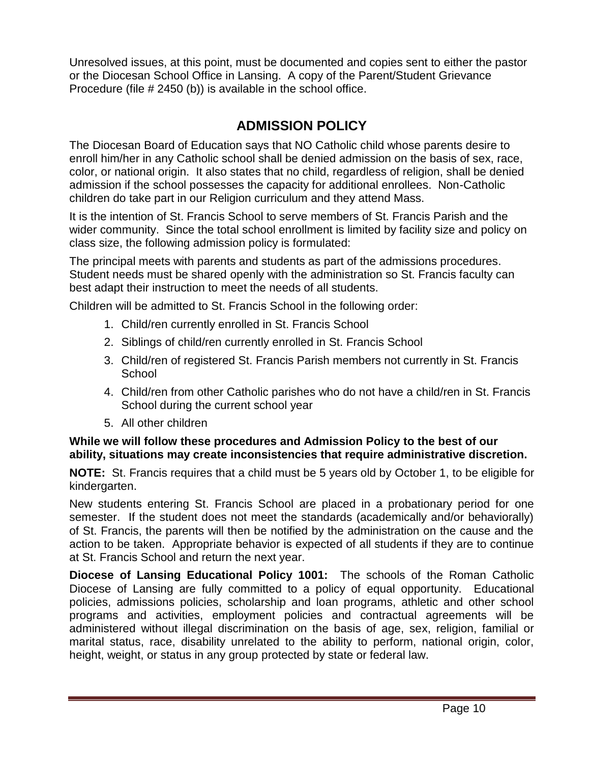Unresolved issues, at this point, must be documented and copies sent to either the pastor or the Diocesan School Office in Lansing. A copy of the Parent/Student Grievance Procedure (file # 2450 (b)) is available in the school office.

## ADMISSION POLICY

The Diocesan Board of Education says that NO Catholic child whose parents desire to enroll him/her in any Catholic school shall be denied admission on the basis of sex, race, color, or national origin. It also states that no child, regardless of religion, shall be denied admission if the school possesses the capacity for additional enrollees. Non-Catholic children do take part in our Religion curriculum and they attend Mass.

It is the intention of St. Francis School to serve members of St. Francis Parish and the wider community. Since the total school enrollment is limited by facility size and policy on class size, the following admission policy is formulated:

The principal meets with parents and students as part of the admissions procedures. Student needs must be shared openly with the administration so St. Francis faculty can best adapt their instruction to meet the needs of all students.

Children will be admitted to St. Francis School in the following order:

1. Child/ren currently enrolled in St. Francis School
2. Siblings of child/ren currently enrolled in St. Francis School
3. Child/ren of registered St. Francis Parish members not currently in St. Francis School
4. Child/ren from other Catholic parishes who do not have a child/ren in St. Francis School during the current school year
5. All other children

**While we will follow these procedures and Admission Policy to the best of our ability, situations may create inconsistencies that require administrative discretion.**

**NOTE:** St. Francis requires that a child must be 5 years old by October 1, to be eligible for kindergarten.

New students entering St. Francis School are placed in a probationary period for one semester. If the student does not meet the standards (academically and/or behaviorally) of St. Francis, the parents will then be notified by the administration on the cause and the action to be taken. Appropriate behavior is expected of all students if they are to continue at St. Francis School and return the next year.

**Diocese of Lansing Educational Policy 1001:** The schools of the Roman Catholic Diocese of Lansing are fully committed to a policy of equal opportunity. Educational policies, admissions policies, scholarship and loan programs, athletic and other school programs and activities, employment policies and contractual agreements will be administered without illegal discrimination on the basis of age, sex, religion, familial or marital status, race, disability unrelated to the ability to perform, national origin, color, height, weight, or status in any group protected by state or federal law.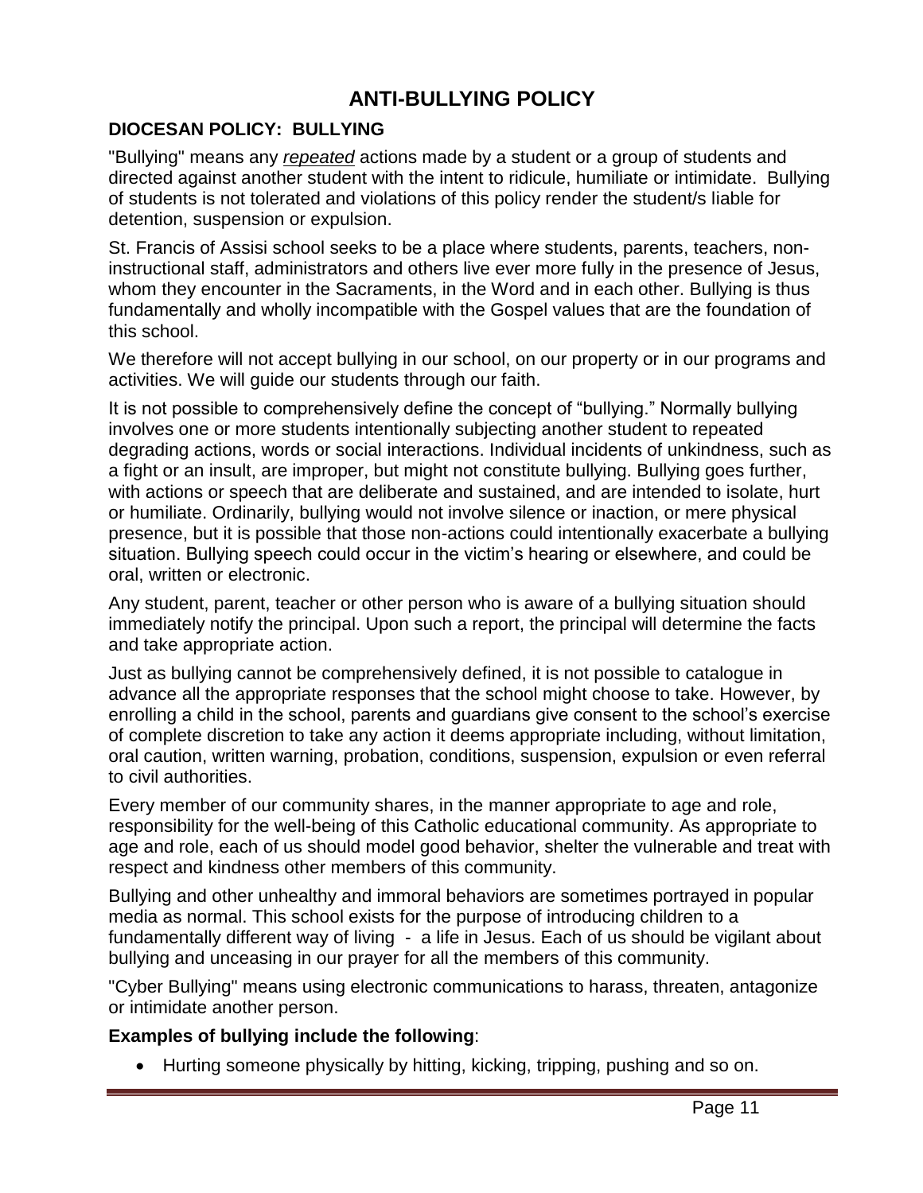# ANTI-BULLYING POLICY

## DIOCESAN POLICY: BULLYING

"Bullying" means any *repeated* actions made by a student or a group of students and directed against another student with the intent to ridicule, humiliate or intimidate. Bullying of students is not tolerated and violations of this policy render the student/s liable for detention, suspension or expulsion.

St. Francis of Assisi school seeks to be a place where students, parents, teachers, non-instructional staff, administrators and others live ever more fully in the presence of Jesus, whom they encounter in the Sacraments, in the Word and in each other. Bullying is thus fundamentally and wholly incompatible with the Gospel values that are the foundation of this school.

We therefore will not accept bullying in our school, on our property or in our programs and activities. We will guide our students through our faith.

It is not possible to comprehensively define the concept of "bullying." Normally bullying involves one or more students intentionally subjecting another student to repeated degrading actions, words or social interactions. Individual incidents of unkindness, such as a fight or an insult, are improper, but might not constitute bullying. Bullying goes further, with actions or speech that are deliberate and sustained, and are intended to isolate, hurt or humiliate. Ordinarily, bullying would not involve silence or inaction, or mere physical presence, but it is possible that those non-actions could intentionally exacerbate a bullying situation. Bullying speech could occur in the victim's hearing or elsewhere, and could be oral, written or electronic.

Any student, parent, teacher or other person who is aware of a bullying situation should immediately notify the principal. Upon such a report, the principal will determine the facts and take appropriate action.

Just as bullying cannot be comprehensively defined, it is not possible to catalogue in advance all the appropriate responses that the school might choose to take. However, by enrolling a child in the school, parents and guardians give consent to the school's exercise of complete discretion to take any action it deems appropriate including, without limitation, oral caution, written warning, probation, conditions, suspension, expulsion or even referral to civil authorities.

Every member of our community shares, in the manner appropriate to age and role, responsibility for the well-being of this Catholic educational community. As appropriate to age and role, each of us should model good behavior, shelter the vulnerable and treat with respect and kindness other members of this community.

Bullying and other unhealthy and immoral behaviors are sometimes portrayed in popular media as normal. This school exists for the purpose of introducing children to a fundamentally different way of living - a life in Jesus. Each of us should be vigilant about bullying and unceasing in our prayer for all the members of this community.

"Cyber Bullying" means using electronic communications to harass, threaten, antagonize or intimidate another person.

**Examples of bullying include the following**:

- Hurting someone physically by hitting, kicking, tripping, pushing and so on.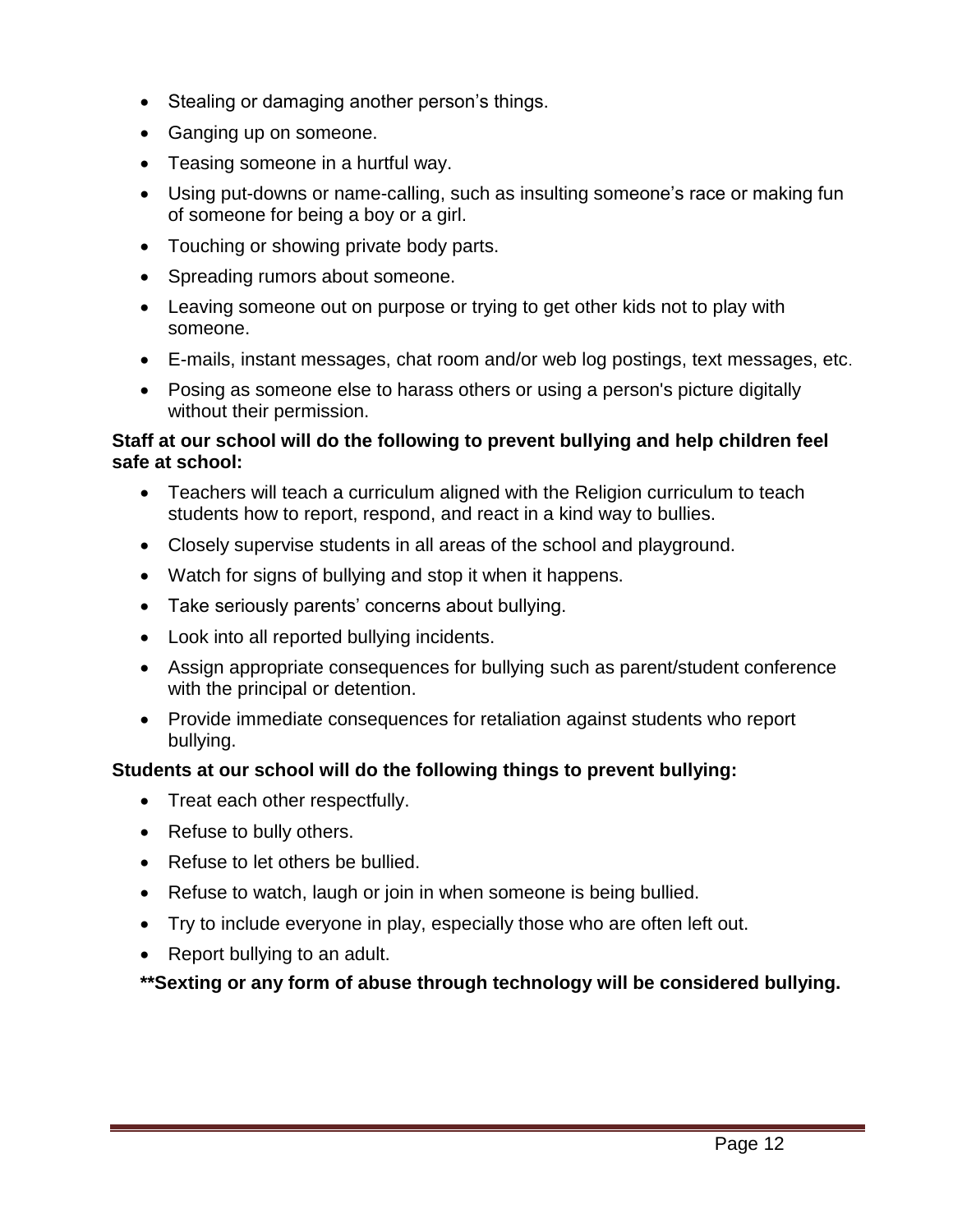- Stealing or damaging another person's things.
- Ganging up on someone.
- Teasing someone in a hurtful way.
- Using put-downs or name-calling, such as insulting someone's race or making fun of someone for being a boy or a girl.
- Touching or showing private body parts.
- Spreading rumors about someone.
- Leaving someone out on purpose or trying to get other kids not to play with someone.
- E-mails, instant messages, chat room and/or web log postings, text messages, etc.
- Posing as someone else to harass others or using a person's picture digitally without their permission.

**Staff at our school will do the following to prevent bullying and help children feel safe at school:**

- Teachers will teach a curriculum aligned with the Religion curriculum to teach students how to report, respond, and react in a kind way to bullies.
- Closely supervise students in all areas of the school and playground.
- Watch for signs of bullying and stop it when it happens.
- Take seriously parents' concerns about bullying.
- Look into all reported bullying incidents.
- Assign appropriate consequences for bullying such as parent/student conference with the principal or detention.
- Provide immediate consequences for retaliation against students who report bullying.

**Students at our school will do the following things to prevent bullying:**

- Treat each other respectfully.
- Refuse to bully others.
- Refuse to let others be bullied.
- Refuse to watch, laugh or join in when someone is being bullied.
- Try to include everyone in play, especially those who are often left out.
- Report bullying to an adult.

**\*\*Sexting or any form of abuse through technology will be considered bullying.**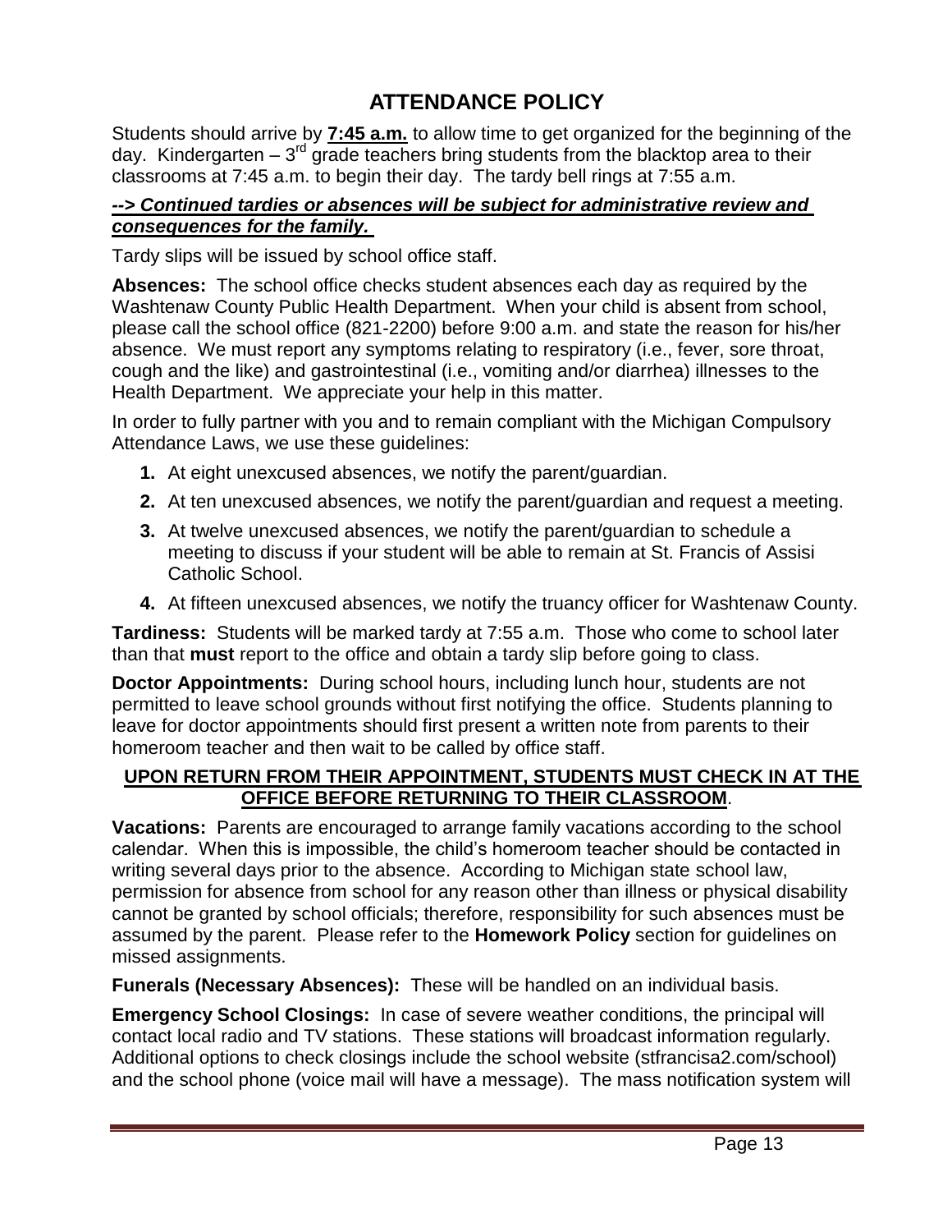# ATTENDANCE POLICY

Students should arrive by **7:45 a.m.** to allow time to get organized for the beginning of the day. Kindergarten – 3rd grade teachers bring students from the blacktop area to their classrooms at 7:45 a.m. to begin their day. The tardy bell rings at 7:55 a.m.

***--> Continued tardies or absences will be subject for administrative review and consequences for the family.***

Tardy slips will be issued by school office staff.

**Absences:** The school office checks student absences each day as required by the Washtenaw County Public Health Department. When your child is absent from school, please call the school office (821-2200) before 9:00 a.m. and state the reason for his/her absence. We must report any symptoms relating to respiratory (i.e., fever, sore throat, cough and the like) and gastrointestinal (i.e., vomiting and/or diarrhea) illnesses to the Health Department. We appreciate your help in this matter.

In order to fully partner with you and to remain compliant with the Michigan Compulsory Attendance Laws, we use these guidelines:

1. At eight unexcused absences, we notify the parent/guardian.
2. At ten unexcused absences, we notify the parent/guardian and request a meeting.
3. At twelve unexcused absences, we notify the parent/guardian to schedule a meeting to discuss if your student will be able to remain at St. Francis of Assisi Catholic School.
4. At fifteen unexcused absences, we notify the truancy officer for Washtenaw County.

**Tardiness:** Students will be marked tardy at 7:55 a.m. Those who come to school later than that **must** report to the office and obtain a tardy slip before going to class.

**Doctor Appointments:** During school hours, including lunch hour, students are not permitted to leave school grounds without first notifying the office. Students planning to leave for doctor appointments should first present a written note from parents to their homeroom teacher and then wait to be called by office staff.

**UPON RETURN FROM THEIR APPOINTMENT, STUDENTS MUST CHECK IN AT THE OFFICE BEFORE RETURNING TO THEIR CLASSROOM**.

**Vacations:** Parents are encouraged to arrange family vacations according to the school calendar. When this is impossible, the child's homeroom teacher should be contacted in writing several days prior to the absence. According to Michigan state school law, permission for absence from school for any reason other than illness or physical disability cannot be granted by school officials; therefore, responsibility for such absences must be assumed by the parent. Please refer to the **Homework Policy** section for guidelines on missed assignments.

**Funerals (Necessary Absences):** These will be handled on an individual basis.

**Emergency School Closings:** In case of severe weather conditions, the principal will contact local radio and TV stations. These stations will broadcast information regularly. Additional options to check closings include the school website (stfrancisa2.com/school) and the school phone (voice mail will have a message). The mass notification system will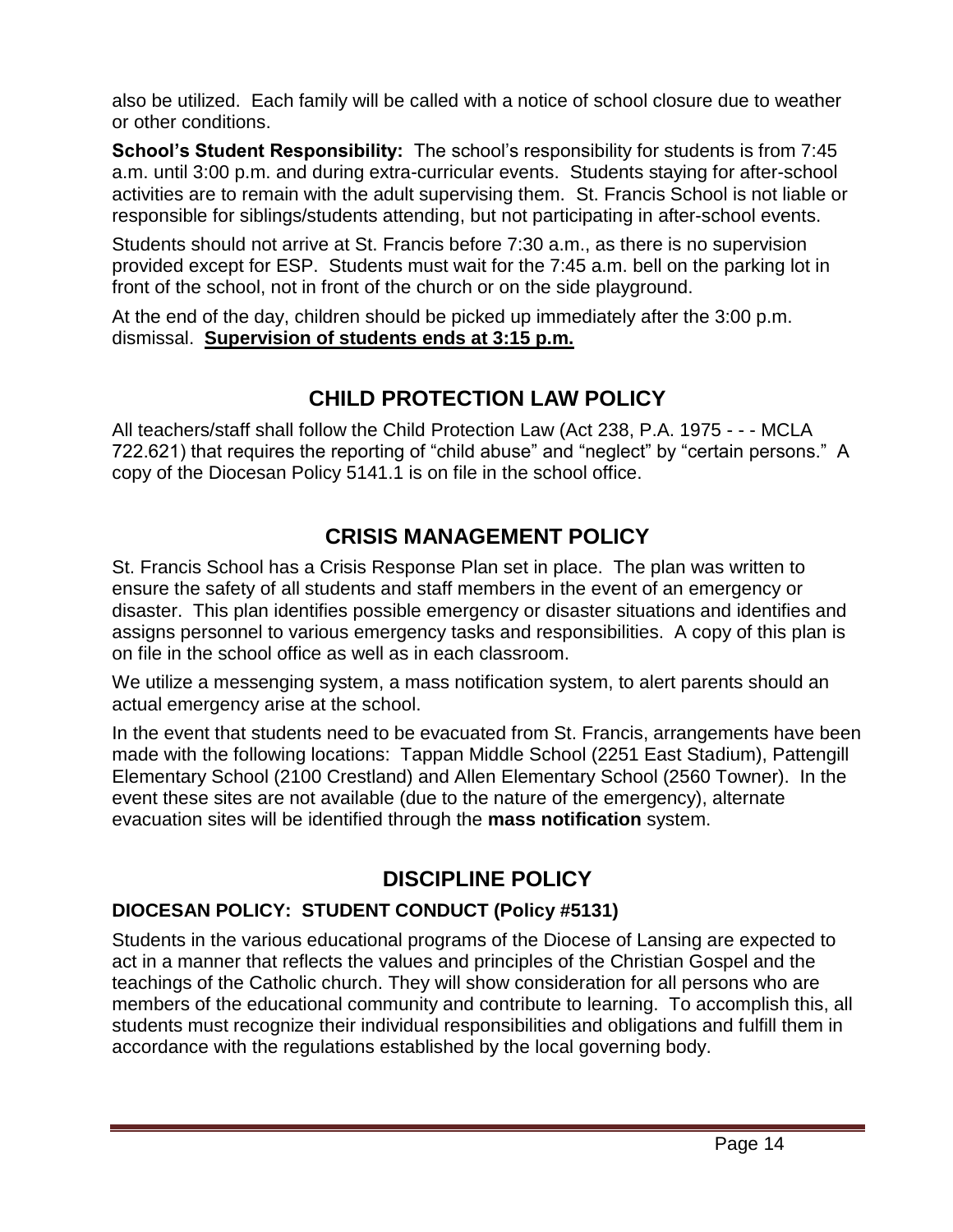also be utilized. Each family will be called with a notice of school closure due to weather or other conditions.

**School's Student Responsibility:** The school's responsibility for students is from 7:45 a.m. until 3:00 p.m. and during extra-curricular events. Students staying for after-school activities are to remain with the adult supervising them. St. Francis School is not liable or responsible for siblings/students attending, but not participating in after-school events.

Students should not arrive at St. Francis before 7:30 a.m., as there is no supervision provided except for ESP. Students must wait for the 7:45 a.m. bell on the parking lot in front of the school, not in front of the church or on the side playground.

At the end of the day, children should be picked up immediately after the 3:00 p.m. dismissal. **Supervision of students ends at 3:15 p.m.**

## CHILD PROTECTION LAW POLICY

All teachers/staff shall follow the Child Protection Law (Act 238, P.A. 1975 - - - MCLA 722.621) that requires the reporting of "child abuse" and "neglect" by "certain persons." A copy of the Diocesan Policy 5141.1 is on file in the school office.

## CRISIS MANAGEMENT POLICY

St. Francis School has a Crisis Response Plan set in place. The plan was written to ensure the safety of all students and staff members in the event of an emergency or disaster. This plan identifies possible emergency or disaster situations and identifies and assigns personnel to various emergency tasks and responsibilities. A copy of this plan is on file in the school office as well as in each classroom.

We utilize a messenging system, a mass notification system, to alert parents should an actual emergency arise at the school.

In the event that students need to be evacuated from St. Francis, arrangements have been made with the following locations: Tappan Middle School (2251 East Stadium), Pattengill Elementary School (2100 Crestland) and Allen Elementary School (2560 Towner). In the event these sites are not available (due to the nature of the emergency), alternate evacuation sites will be identified through the **mass notification** system.

## DISCIPLINE POLICY

### DIOCESAN POLICY: STUDENT CONDUCT (Policy #5131)

Students in the various educational programs of the Diocese of Lansing are expected to act in a manner that reflects the values and principles of the Christian Gospel and the teachings of the Catholic church. They will show consideration for all persons who are members of the educational community and contribute to learning. To accomplish this, all students must recognize their individual responsibilities and obligations and fulfill them in accordance with the regulations established by the local governing body.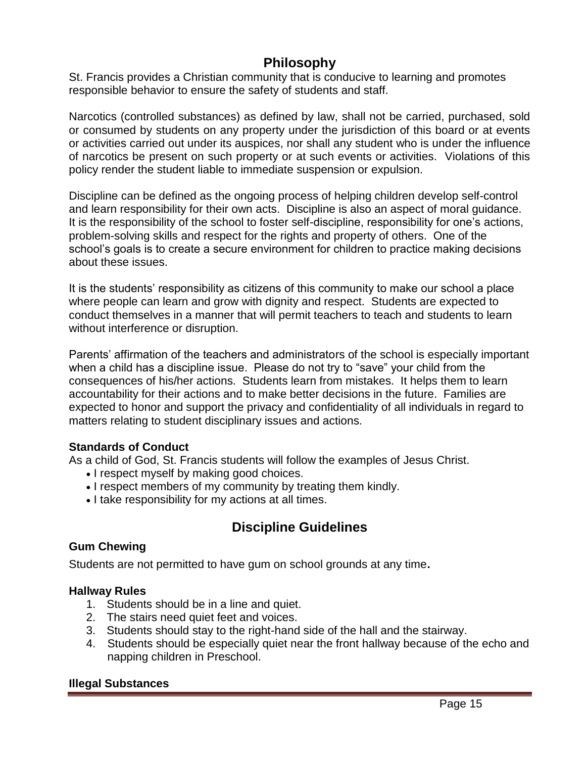## Philosophy

St. Francis provides a Christian community that is conducive to learning and promotes responsible behavior to ensure the safety of students and staff.

Narcotics (controlled substances) as defined by law, shall not be carried, purchased, sold or consumed by students on any property under the jurisdiction of this board or at events or activities carried out under its auspices, nor shall any student who is under the influence of narcotics be present on such property or at such events or activities. Violations of this policy render the student liable to immediate suspension or expulsion.

Discipline can be defined as the ongoing process of helping children develop self-control and learn responsibility for their own acts. Discipline is also an aspect of moral guidance. It is the responsibility of the school to foster self-discipline, responsibility for one's actions, problem-solving skills and respect for the rights and property of others. One of the school's goals is to create a secure environment for children to practice making decisions about these issues.

It is the students' responsibility as citizens of this community to make our school a place where people can learn and grow with dignity and respect. Students are expected to conduct themselves in a manner that will permit teachers to teach and students to learn without interference or disruption.

Parents' affirmation of the teachers and administrators of the school is especially important when a child has a discipline issue. Please do not try to "save" your child from the consequences of his/her actions. Students learn from mistakes. It helps them to learn accountability for their actions and to make better decisions in the future. Families are expected to honor and support the privacy and confidentiality of all individuals in regard to matters relating to student disciplinary issues and actions.

### Standards of Conduct

As a child of God, St. Francis students will follow the examples of Jesus Christ.

- I respect myself by making good choices.
- I respect members of my community by treating them kindly.
- I take responsibility for my actions at all times.

## Discipline Guidelines

### Gum Chewing

Students are not permitted to have gum on school grounds at any time**.**

### Hallway Rules

1. Students should be in a line and quiet.
2. The stairs need quiet feet and voices.
3. Students should stay to the right-hand side of the hall and the stairway.
4. Students should be especially quiet near the front hallway because of the echo and napping children in Preschool.

### Illegal Substances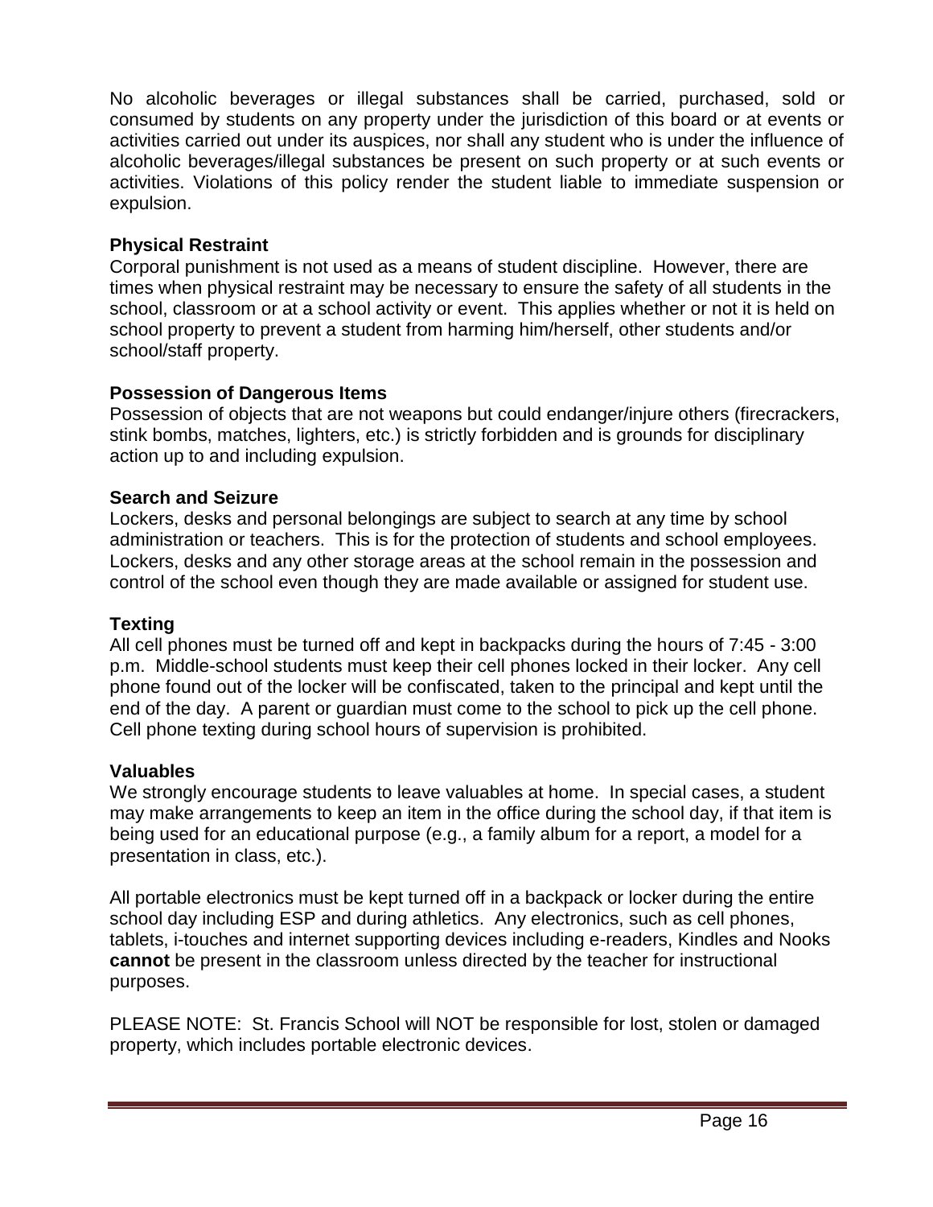No alcoholic beverages or illegal substances shall be carried, purchased, sold or consumed by students on any property under the jurisdiction of this board or at events or activities carried out under its auspices, nor shall any student who is under the influence of alcoholic beverages/illegal substances be present on such property or at such events or activities. Violations of this policy render the student liable to immediate suspension or expulsion.

### Physical Restraint

Corporal punishment is not used as a means of student discipline. However, there are times when physical restraint may be necessary to ensure the safety of all students in the school, classroom or at a school activity or event. This applies whether or not it is held on school property to prevent a student from harming him/herself, other students and/or school/staff property.

### Possession of Dangerous Items

Possession of objects that are not weapons but could endanger/injure others (firecrackers, stink bombs, matches, lighters, etc.) is strictly forbidden and is grounds for disciplinary action up to and including expulsion.

### Search and Seizure

Lockers, desks and personal belongings are subject to search at any time by school administration or teachers. This is for the protection of students and school employees. Lockers, desks and any other storage areas at the school remain in the possession and control of the school even though they are made available or assigned for student use.

### Texting

All cell phones must be turned off and kept in backpacks during the hours of 7:45 - 3:00 p.m. Middle-school students must keep their cell phones locked in their locker. Any cell phone found out of the locker will be confiscated, taken to the principal and kept until the end of the day. A parent or guardian must come to the school to pick up the cell phone. Cell phone texting during school hours of supervision is prohibited.

### Valuables

We strongly encourage students to leave valuables at home. In special cases, a student may make arrangements to keep an item in the office during the school day, if that item is being used for an educational purpose (e.g., a family album for a report, a model for a presentation in class, etc.).

All portable electronics must be kept turned off in a backpack or locker during the entire school day including ESP and during athletics. Any electronics, such as cell phones, tablets, i-touches and internet supporting devices including e-readers, Kindles and Nooks **cannot** be present in the classroom unless directed by the teacher for instructional purposes.

PLEASE NOTE: St. Francis School will NOT be responsible for lost, stolen or damaged property, which includes portable electronic devices.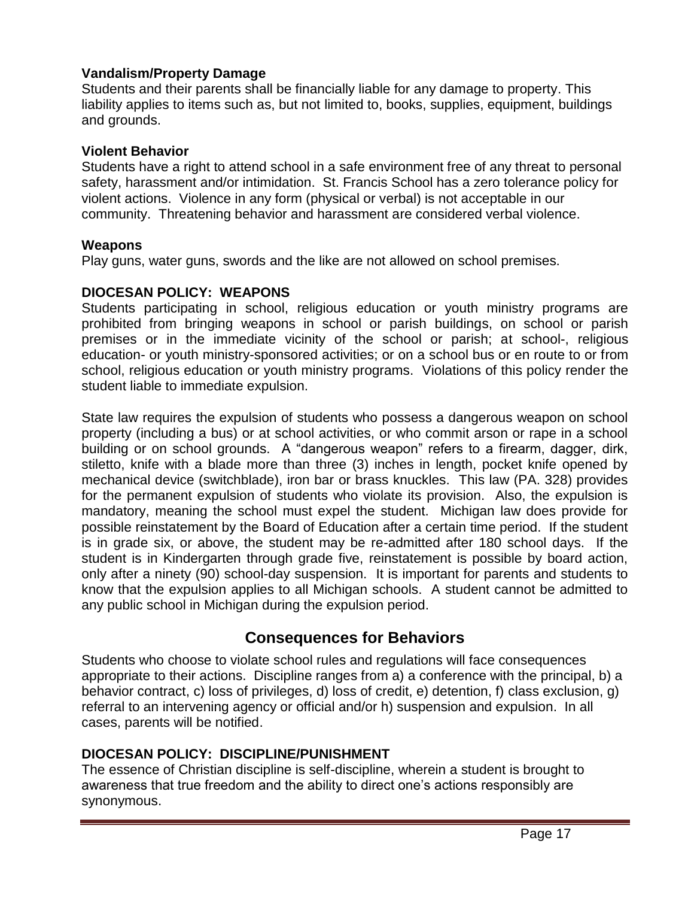**Vandalism/Property Damage**

Students and their parents shall be financially liable for any damage to property. This liability applies to items such as, but not limited to, books, supplies, equipment, buildings and grounds.

**Violent Behavior**

Students have a right to attend school in a safe environment free of any threat to personal safety, harassment and/or intimidation. St. Francis School has a zero tolerance policy for violent actions. Violence in any form (physical or verbal) is not acceptable in our community. Threatening behavior and harassment are considered verbal violence.

**Weapons**

Play guns, water guns, swords and the like are not allowed on school premises.

**DIOCESAN POLICY: WEAPONS**

Students participating in school, religious education or youth ministry programs are prohibited from bringing weapons in school or parish buildings, on school or parish premises or in the immediate vicinity of the school or parish; at school-, religious education- or youth ministry-sponsored activities; or on a school bus or en route to or from school, religious education or youth ministry programs. Violations of this policy render the student liable to immediate expulsion.

State law requires the expulsion of students who possess a dangerous weapon on school property (including a bus) or at school activities, or who commit arson or rape in a school building or on school grounds. A "dangerous weapon" refers to a firearm, dagger, dirk, stiletto, knife with a blade more than three (3) inches in length, pocket knife opened by mechanical device (switchblade), iron bar or brass knuckles. This law (PA. 328) provides for the permanent expulsion of students who violate its provision. Also, the expulsion is mandatory, meaning the school must expel the student. Michigan law does provide for possible reinstatement by the Board of Education after a certain time period. If the student is in grade six, or above, the student may be re-admitted after 180 school days. If the student is in Kindergarten through grade five, reinstatement is possible by board action, only after a ninety (90) school-day suspension. It is important for parents and students to know that the expulsion applies to all Michigan schools. A student cannot be admitted to any public school in Michigan during the expulsion period.

## Consequences for Behaviors

Students who choose to violate school rules and regulations will face consequences appropriate to their actions. Discipline ranges from a) a conference with the principal, b) a behavior contract, c) loss of privileges, d) loss of credit, e) detention, f) class exclusion, g) referral to an intervening agency or official and/or h) suspension and expulsion. In all cases, parents will be notified.

**DIOCESAN POLICY: DISCIPLINE/PUNISHMENT**

The essence of Christian discipline is self-discipline, wherein a student is brought to awareness that true freedom and the ability to direct one's actions responsibly are synonymous.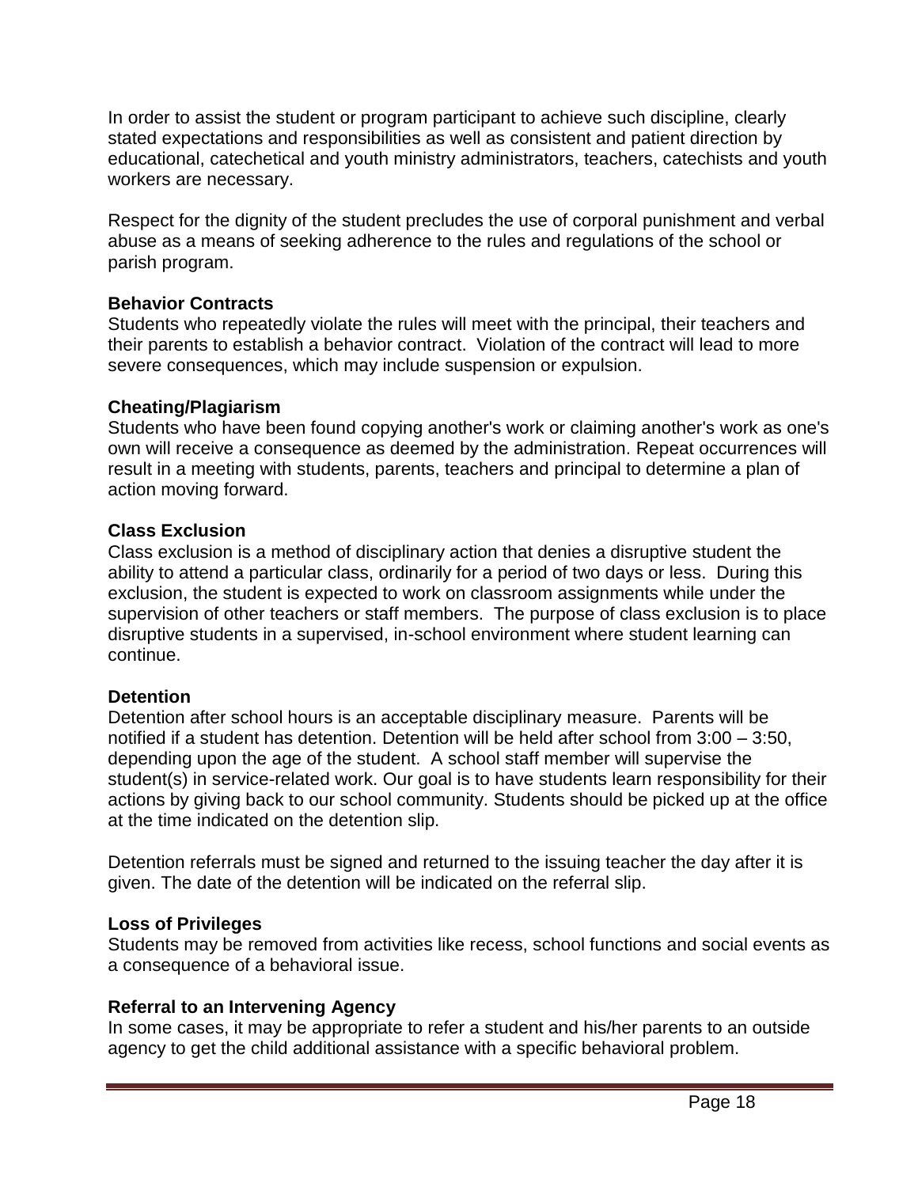In order to assist the student or program participant to achieve such discipline, clearly stated expectations and responsibilities as well as consistent and patient direction by educational, catechetical and youth ministry administrators, teachers, catechists and youth workers are necessary.

Respect for the dignity of the student precludes the use of corporal punishment and verbal abuse as a means of seeking adherence to the rules and regulations of the school or parish program.

**Behavior Contracts**
Students who repeatedly violate the rules will meet with the principal, their teachers and their parents to establish a behavior contract. Violation of the contract will lead to more severe consequences, which may include suspension or expulsion.

**Cheating/Plagiarism**
Students who have been found copying another's work or claiming another's work as one's own will receive a consequence as deemed by the administration. Repeat occurrences will result in a meeting with students, parents, teachers and principal to determine a plan of action moving forward.

**Class Exclusion**
Class exclusion is a method of disciplinary action that denies a disruptive student the ability to attend a particular class, ordinarily for a period of two days or less. During this exclusion, the student is expected to work on classroom assignments while under the supervision of other teachers or staff members. The purpose of class exclusion is to place disruptive students in a supervised, in-school environment where student learning can continue.

**Detention**
Detention after school hours is an acceptable disciplinary measure. Parents will be notified if a student has detention. Detention will be held after school from 3:00 – 3:50, depending upon the age of the student. A school staff member will supervise the student(s) in service-related work. Our goal is to have students learn responsibility for their actions by giving back to our school community. Students should be picked up at the office at the time indicated on the detention slip.

Detention referrals must be signed and returned to the issuing teacher the day after it is given. The date of the detention will be indicated on the referral slip.

**Loss of Privileges**
Students may be removed from activities like recess, school functions and social events as a consequence of a behavioral issue.

**Referral to an Intervening Agency**
In some cases, it may be appropriate to refer a student and his/her parents to an outside agency to get the child additional assistance with a specific behavioral problem.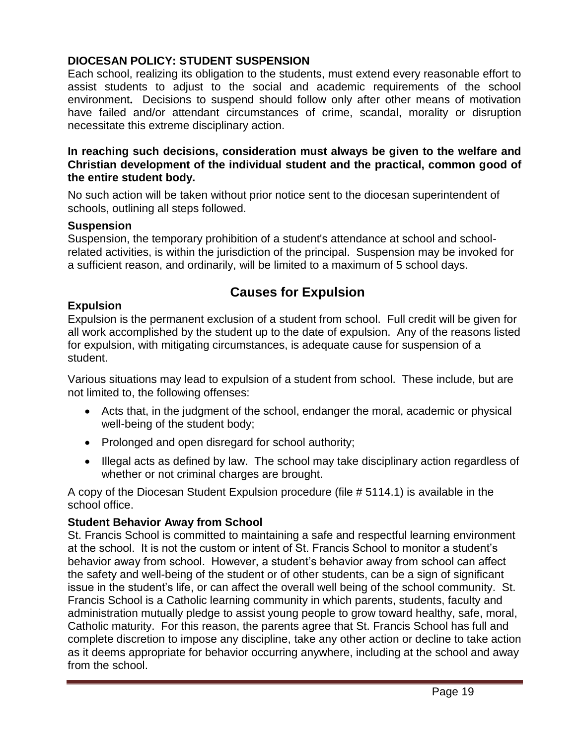## DIOCESAN POLICY: STUDENT SUSPENSION

Each school, realizing its obligation to the students, must extend every reasonable effort to assist students to adjust to the social and academic requirements of the school environment**.** Decisions to suspend should follow only after other means of motivation have failed and/or attendant circumstances of crime, scandal, morality or disruption necessitate this extreme disciplinary action.

**In reaching such decisions, consideration must always be given to the welfare and Christian development of the individual student and the practical, common good of the entire student body.**

No such action will be taken without prior notice sent to the diocesan superintendent of schools, outlining all steps followed.

### Suspension

Suspension, the temporary prohibition of a student's attendance at school and school-related activities, is within the jurisdiction of the principal. Suspension may be invoked for a sufficient reason, and ordinarily, will be limited to a maximum of 5 school days.

## Causes for Expulsion

### Expulsion

Expulsion is the permanent exclusion of a student from school. Full credit will be given for all work accomplished by the student up to the date of expulsion. Any of the reasons listed for expulsion, with mitigating circumstances, is adequate cause for suspension of a student.

Various situations may lead to expulsion of a student from school. These include, but are not limited to, the following offenses:

- Acts that, in the judgment of the school, endanger the moral, academic or physical well-being of the student body;
- Prolonged and open disregard for school authority;
- Illegal acts as defined by law. The school may take disciplinary action regardless of whether or not criminal charges are brought.

A copy of the Diocesan Student Expulsion procedure (file # 5114.1) is available in the school office.

### Student Behavior Away from School

St. Francis School is committed to maintaining a safe and respectful learning environment at the school. It is not the custom or intent of St. Francis School to monitor a student's behavior away from school. However, a student's behavior away from school can affect the safety and well-being of the student or of other students, can be a sign of significant issue in the student's life, or can affect the overall well being of the school community. St. Francis School is a Catholic learning community in which parents, students, faculty and administration mutually pledge to assist young people to grow toward healthy, safe, moral, Catholic maturity. For this reason, the parents agree that St. Francis School has full and complete discretion to impose any discipline, take any other action or decline to take action as it deems appropriate for behavior occurring anywhere, including at the school and away from the school.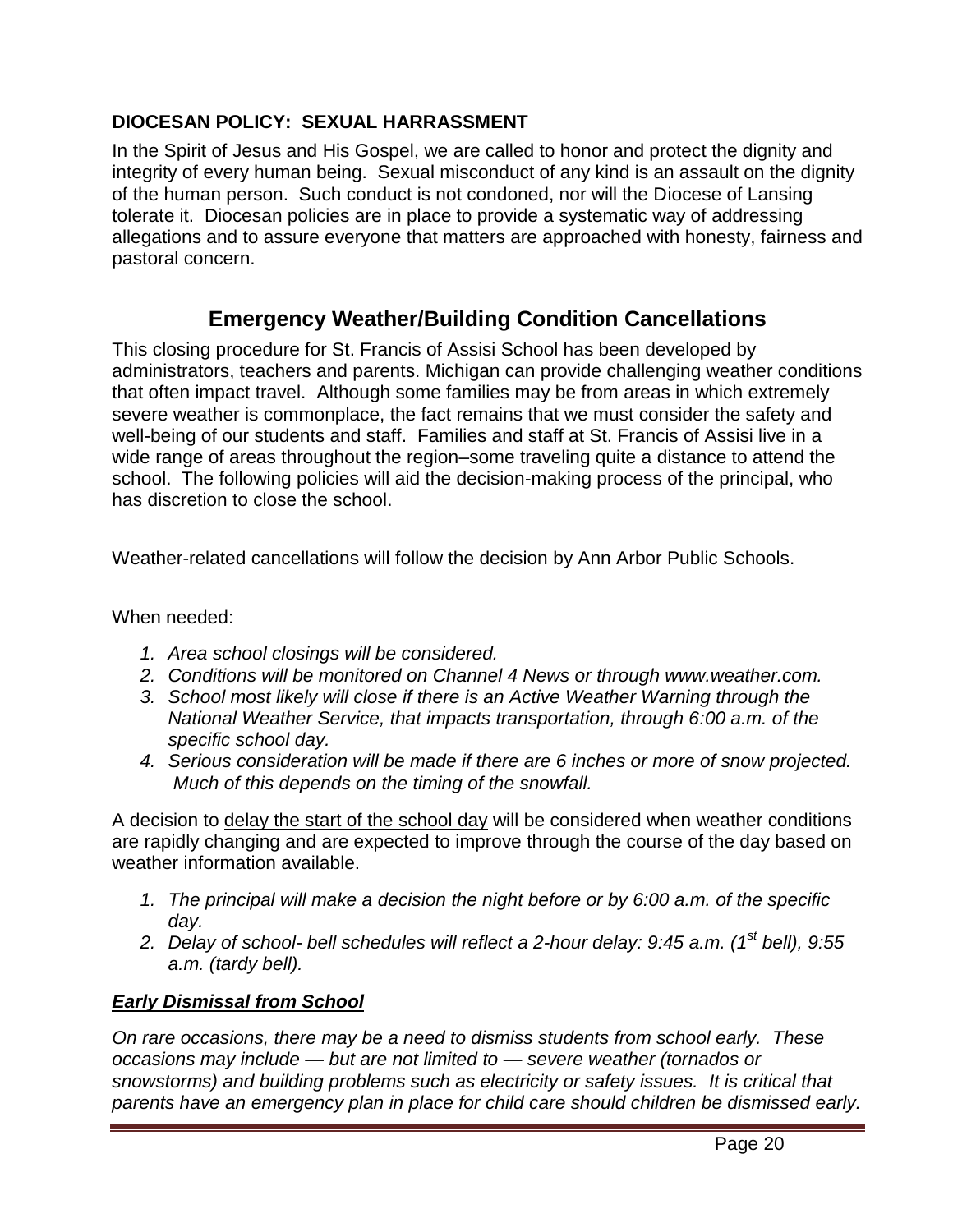### DIOCESAN POLICY: SEXUAL HARRASSMENT

In the Spirit of Jesus and His Gospel, we are called to honor and protect the dignity and integrity of every human being. Sexual misconduct of any kind is an assault on the dignity of the human person. Such conduct is not condoned, nor will the Diocese of Lansing tolerate it. Diocesan policies are in place to provide a systematic way of addressing allegations and to assure everyone that matters are approached with honesty, fairness and pastoral concern.

## Emergency Weather/Building Condition Cancellations

This closing procedure for St. Francis of Assisi School has been developed by administrators, teachers and parents. Michigan can provide challenging weather conditions that often impact travel. Although some families may be from areas in which extremely severe weather is commonplace, the fact remains that we must consider the safety and well-being of our students and staff. Families and staff at St. Francis of Assisi live in a wide range of areas throughout the region–some traveling quite a distance to attend the school. The following policies will aid the decision-making process of the principal, who has discretion to close the school.

Weather-related cancellations will follow the decision by Ann Arbor Public Schools.

When needed:

1. *Area school closings will be considered.*
2. *Conditions will be monitored on Channel 4 News or through www.weather.com.*
3. *School most likely will close if there is an Active Weather Warning through the National Weather Service, that impacts transportation, through 6:00 a.m. of the specific school day.*
4. *Serious consideration will be made if there are 6 inches or more of snow projected. Much of this depends on the timing of the snowfall.*

A decision to <u>delay the start of the school day</u> will be considered when weather conditions are rapidly changing and are expected to improve through the course of the day based on weather information available.

1. *The principal will make a decision the night before or by 6:00 a.m. of the specific day.*
2. *Delay of school- bell schedules will reflect a 2-hour delay: 9:45 a.m. (1st bell), 9:55 a.m. (tardy bell).*

***<u>Early Dismissal from School</u>***

*On rare occasions, there may be a need to dismiss students from school early. These occasions may include — but are not limited to — severe weather (tornados or snowstorms) and building problems such as electricity or safety issues. It is critical that parents have an emergency plan in place for child care should children be dismissed early.*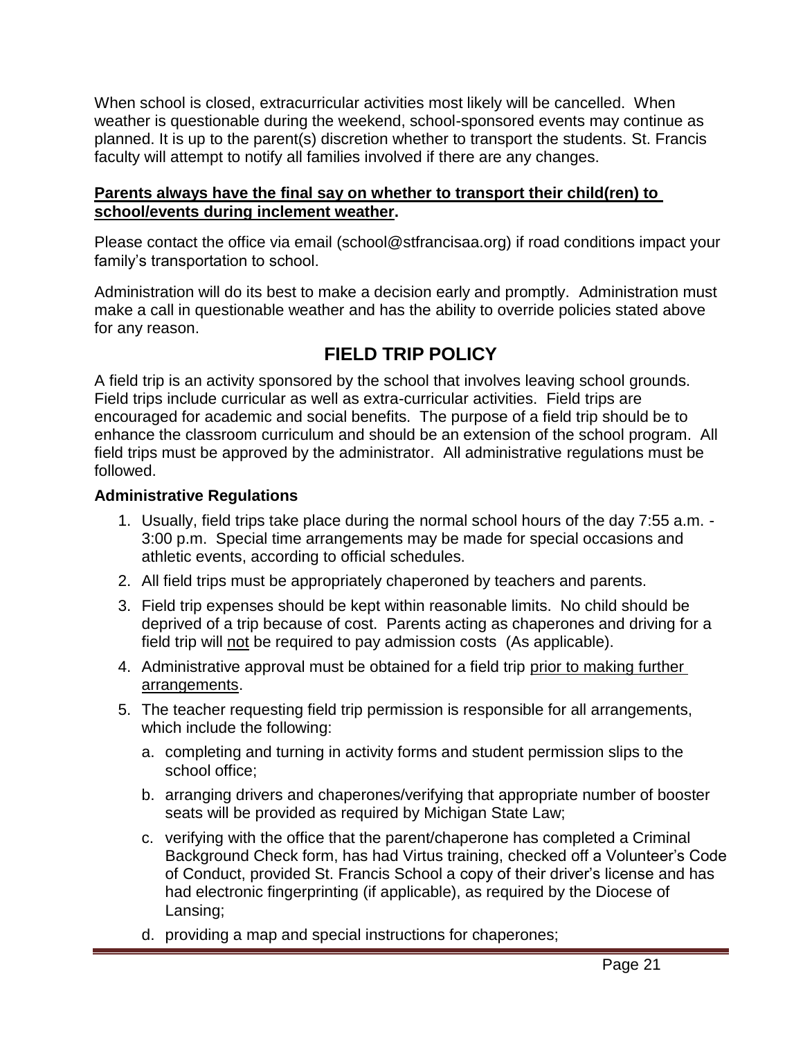When school is closed, extracurricular activities most likely will be cancelled. When weather is questionable during the weekend, school-sponsored events may continue as planned. It is up to the parent(s) discretion whether to transport the students. St. Francis faculty will attempt to notify all families involved if there are any changes.

**Parents always have the final say on whether to transport their child(ren) to school/events during inclement weather.**

Please contact the office via email (school@stfrancisaa.org) if road conditions impact your family's transportation to school.

Administration will do its best to make a decision early and promptly. Administration must make a call in questionable weather and has the ability to override policies stated above for any reason.

## FIELD TRIP POLICY

A field trip is an activity sponsored by the school that involves leaving school grounds. Field trips include curricular as well as extra-curricular activities. Field trips are encouraged for academic and social benefits. The purpose of a field trip should be to enhance the classroom curriculum and should be an extension of the school program. All field trips must be approved by the administrator. All administrative regulations must be followed.

### Administrative Regulations

1. Usually, field trips take place during the normal school hours of the day 7:55 a.m. - 3:00 p.m. Special time arrangements may be made for special occasions and athletic events, according to official schedules.
2. All field trips must be appropriately chaperoned by teachers and parents.
3. Field trip expenses should be kept within reasonable limits. No child should be deprived of a trip because of cost. Parents acting as chaperones and driving for a field trip will <u>not</u> be required to pay admission costs (As applicable).
4. Administrative approval must be obtained for a field trip <u>prior to making further arrangements</u>.
5. The teacher requesting field trip permission is responsible for all arrangements, which include the following:
   a. completing and turning in activity forms and student permission slips to the school office;
   b. arranging drivers and chaperones/verifying that appropriate number of booster seats will be provided as required by Michigan State Law;
   c. verifying with the office that the parent/chaperone has completed a Criminal Background Check form, has had Virtus training, checked off a Volunteer's Code of Conduct, provided St. Francis School a copy of their driver's license and has had electronic fingerprinting (if applicable), as required by the Diocese of Lansing;
   d. providing a map and special instructions for chaperones;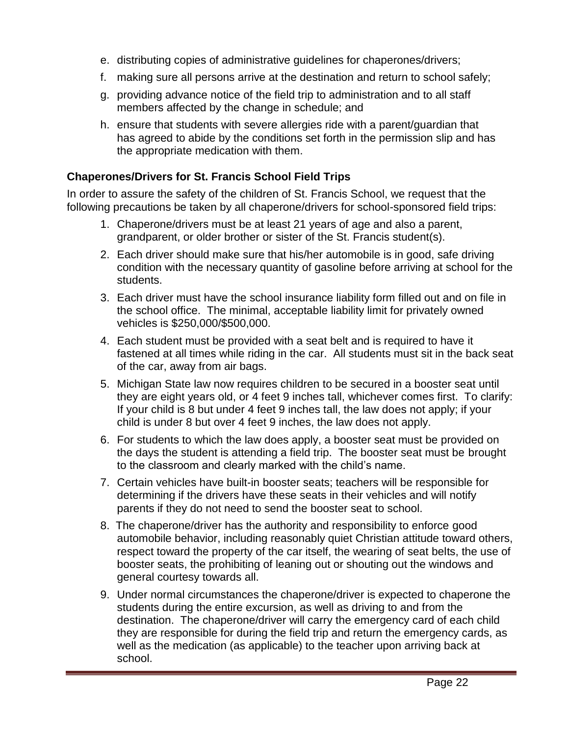e. distributing copies of administrative guidelines for chaperones/drivers;
f. making sure all persons arrive at the destination and return to school safely;
g. providing advance notice of the field trip to administration and to all staff members affected by the change in schedule; and
h. ensure that students with severe allergies ride with a parent/guardian that has agreed to abide by the conditions set forth in the permission slip and has the appropriate medication with them.

### Chaperones/Drivers for St. Francis School Field Trips

In order to assure the safety of the children of St. Francis School, we request that the following precautions be taken by all chaperone/drivers for school-sponsored field trips:

1. Chaperone/drivers must be at least 21 years of age and also a parent, grandparent, or older brother or sister of the St. Francis student(s).
2. Each driver should make sure that his/her automobile is in good, safe driving condition with the necessary quantity of gasoline before arriving at school for the students.
3. Each driver must have the school insurance liability form filled out and on file in the school office. The minimal, acceptable liability limit for privately owned vehicles is $250,000/$500,000.
4. Each student must be provided with a seat belt and is required to have it fastened at all times while riding in the car. All students must sit in the back seat of the car, away from air bags.
5. Michigan State law now requires children to be secured in a booster seat until they are eight years old, or 4 feet 9 inches tall, whichever comes first. To clarify: If your child is 8 but under 4 feet 9 inches tall, the law does not apply; if your child is under 8 but over 4 feet 9 inches, the law does not apply.
6. For students to which the law does apply, a booster seat must be provided on the days the student is attending a field trip. The booster seat must be brought to the classroom and clearly marked with the child's name.
7. Certain vehicles have built-in booster seats; teachers will be responsible for determining if the drivers have these seats in their vehicles and will notify parents if they do not need to send the booster seat to school.
8. The chaperone/driver has the authority and responsibility to enforce good automobile behavior, including reasonably quiet Christian attitude toward others, respect toward the property of the car itself, the wearing of seat belts, the use of booster seats, the prohibiting of leaning out or shouting out the windows and general courtesy towards all.
9. Under normal circumstances the chaperone/driver is expected to chaperone the students during the entire excursion, as well as driving to and from the destination. The chaperone/driver will carry the emergency card of each child they are responsible for during the field trip and return the emergency cards, as well as the medication (as applicable) to the teacher upon arriving back at school.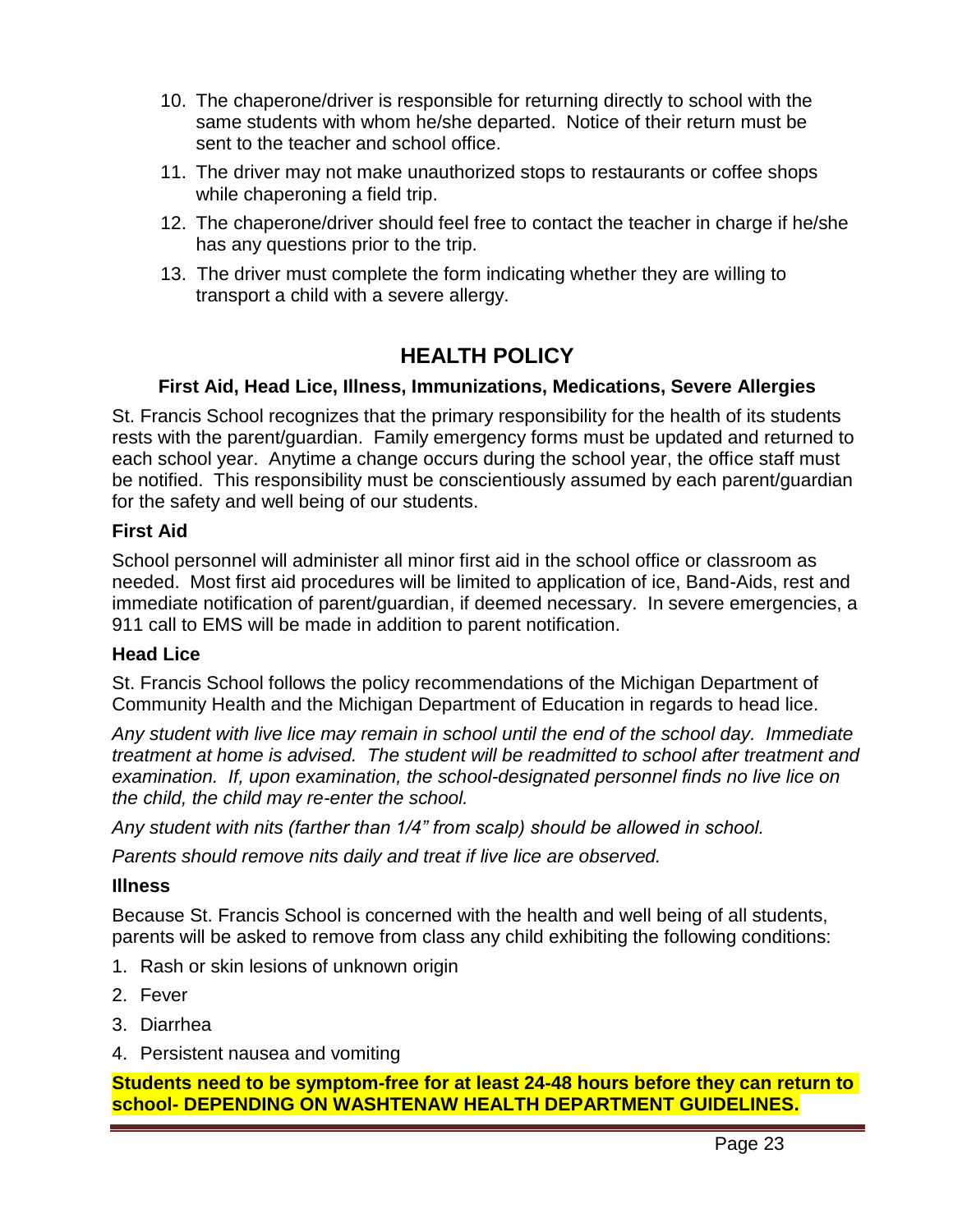10. The chaperone/driver is responsible for returning directly to school with the same students with whom he/she departed. Notice of their return must be sent to the teacher and school office.
11. The driver may not make unauthorized stops to restaurants or coffee shops while chaperoning a field trip.
12. The chaperone/driver should feel free to contact the teacher in charge if he/she has any questions prior to the trip.
13. The driver must complete the form indicating whether they are willing to transport a child with a severe allergy.

## HEALTH POLICY

### First Aid, Head Lice, Illness, Immunizations, Medications, Severe Allergies

St. Francis School recognizes that the primary responsibility for the health of its students rests with the parent/guardian. Family emergency forms must be updated and returned to each school year. Anytime a change occurs during the school year, the office staff must be notified. This responsibility must be conscientiously assumed by each parent/guardian for the safety and well being of our students.

**First Aid**

School personnel will administer all minor first aid in the school office or classroom as needed. Most first aid procedures will be limited to application of ice, Band-Aids, rest and immediate notification of parent/guardian, if deemed necessary. In severe emergencies, a 911 call to EMS will be made in addition to parent notification.

**Head Lice**

St. Francis School follows the policy recommendations of the Michigan Department of Community Health and the Michigan Department of Education in regards to head lice.

*Any student with live lice may remain in school until the end of the school day. Immediate treatment at home is advised. The student will be readmitted to school after treatment and examination. If, upon examination, the school-designated personnel finds no live lice on the child, the child may re-enter the school.*

*Any student with nits (farther than 1/4" from scalp) should be allowed in school.*

*Parents should remove nits daily and treat if live lice are observed.*

**Illness**

Because St. Francis School is concerned with the health and well being of all students, parents will be asked to remove from class any child exhibiting the following conditions:

1. Rash or skin lesions of unknown origin
2. Fever
3. Diarrhea
4. Persistent nausea and vomiting

**Students need to be symptom-free for at least 24-48 hours before they can return to school- DEPENDING ON WASHTENAW HEALTH DEPARTMENT GUIDELINES.**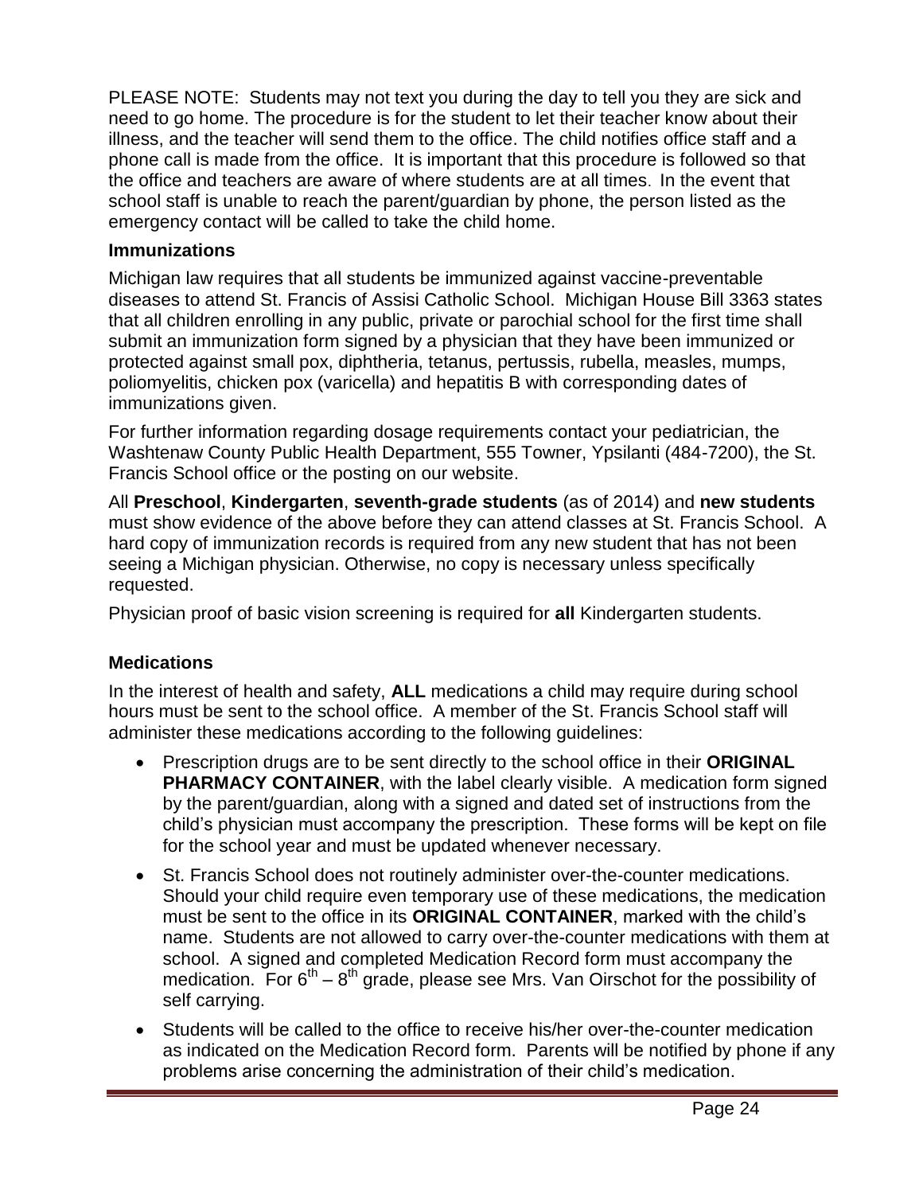PLEASE NOTE: Students may not text you during the day to tell you they are sick and need to go home. The procedure is for the student to let their teacher know about their illness, and the teacher will send them to the office. The child notifies office staff and a phone call is made from the office. It is important that this procedure is followed so that the office and teachers are aware of where students are at all times. In the event that school staff is unable to reach the parent/guardian by phone, the person listed as the emergency contact will be called to take the child home.

### Immunizations

Michigan law requires that all students be immunized against vaccine-preventable diseases to attend St. Francis of Assisi Catholic School. Michigan House Bill 3363 states that all children enrolling in any public, private or parochial school for the first time shall submit an immunization form signed by a physician that they have been immunized or protected against small pox, diphtheria, tetanus, pertussis, rubella, measles, mumps, poliomyelitis, chicken pox (varicella) and hepatitis B with corresponding dates of immunizations given.

For further information regarding dosage requirements contact your pediatrician, the Washtenaw County Public Health Department, 555 Towner, Ypsilanti (484-7200), the St. Francis School office or the posting on our website.

All **Preschool**, **Kindergarten**, **seventh-grade students** (as of 2014) and **new students** must show evidence of the above before they can attend classes at St. Francis School. A hard copy of immunization records is required from any new student that has not been seeing a Michigan physician. Otherwise, no copy is necessary unless specifically requested.

Physician proof of basic vision screening is required for **all** Kindergarten students.

### Medications

In the interest of health and safety, **ALL** medications a child may require during school hours must be sent to the school office. A member of the St. Francis School staff will administer these medications according to the following guidelines:

- Prescription drugs are to be sent directly to the school office in their **ORIGINAL PHARMACY CONTAINER**, with the label clearly visible. A medication form signed by the parent/guardian, along with a signed and dated set of instructions from the child's physician must accompany the prescription. These forms will be kept on file for the school year and must be updated whenever necessary.
- St. Francis School does not routinely administer over-the-counter medications. Should your child require even temporary use of these medications, the medication must be sent to the office in its **ORIGINAL CONTAINER**, marked with the child's name. Students are not allowed to carry over-the-counter medications with them at school. A signed and completed Medication Record form must accompany the medication. For 6th – 8th grade, please see Mrs. Van Oirschot for the possibility of self carrying.
- Students will be called to the office to receive his/her over-the-counter medication as indicated on the Medication Record form. Parents will be notified by phone if any problems arise concerning the administration of their child's medication.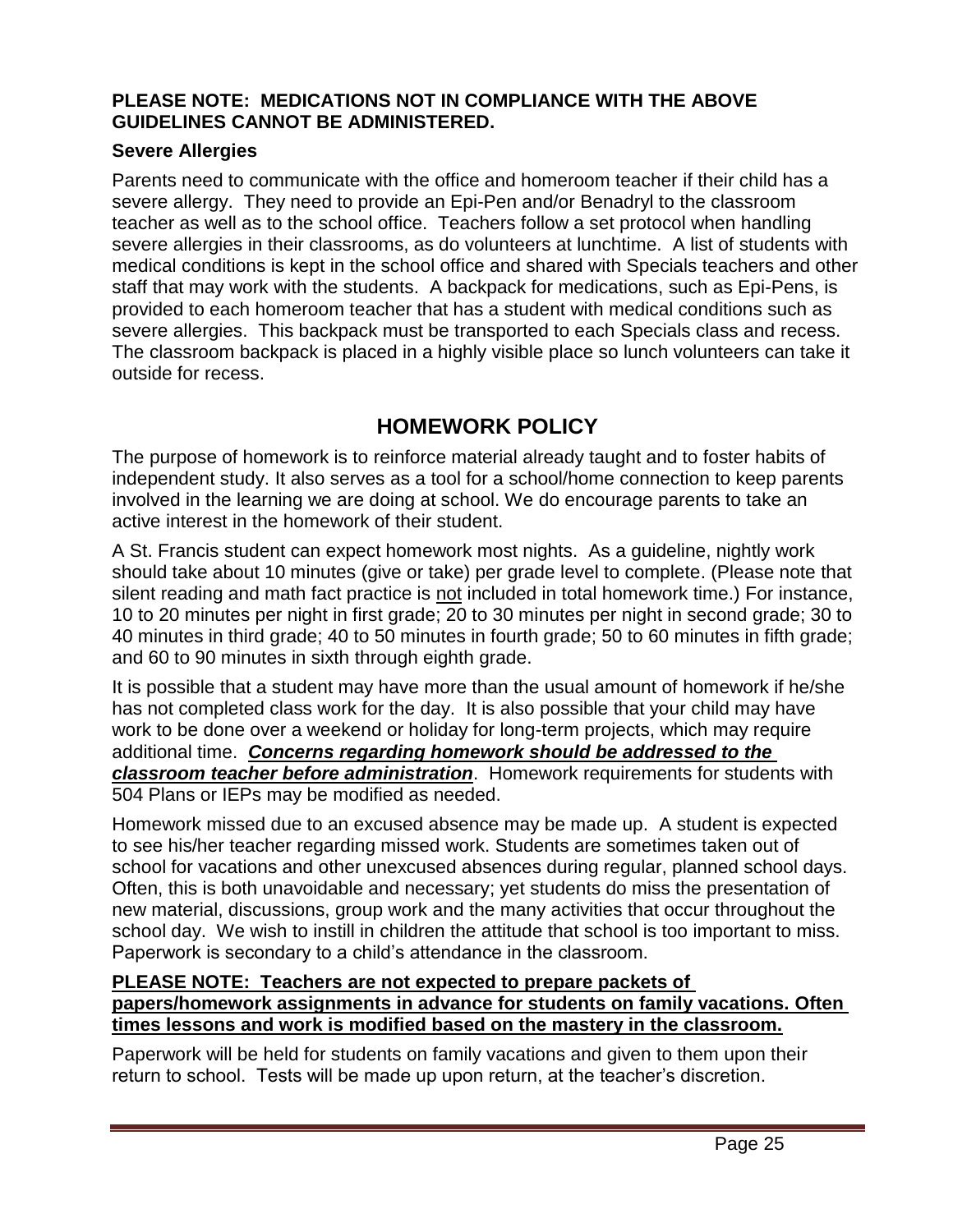**PLEASE NOTE: MEDICATIONS NOT IN COMPLIANCE WITH THE ABOVE GUIDELINES CANNOT BE ADMINISTERED.**

### Severe Allergies

Parents need to communicate with the office and homeroom teacher if their child has a severe allergy. They need to provide an Epi-Pen and/or Benadryl to the classroom teacher as well as to the school office. Teachers follow a set protocol when handling severe allergies in their classrooms, as do volunteers at lunchtime. A list of students with medical conditions is kept in the school office and shared with Specials teachers and other staff that may work with the students. A backpack for medications, such as Epi-Pens, is provided to each homeroom teacher that has a student with medical conditions such as severe allergies. This backpack must be transported to each Specials class and recess. The classroom backpack is placed in a highly visible place so lunch volunteers can take it outside for recess.

## HOMEWORK POLICY

The purpose of homework is to reinforce material already taught and to foster habits of independent study. It also serves as a tool for a school/home connection to keep parents involved in the learning we are doing at school. We do encourage parents to take an active interest in the homework of their student.

A St. Francis student can expect homework most nights. As a guideline, nightly work should take about 10 minutes (give or take) per grade level to complete. (Please note that silent reading and math fact practice is <u>not</u> included in total homework time.) For instance, 10 to 20 minutes per night in first grade; 20 to 30 minutes per night in second grade; 30 to 40 minutes in third grade; 40 to 50 minutes in fourth grade; 50 to 60 minutes in fifth grade; and 60 to 90 minutes in sixth through eighth grade.

It is possible that a student may have more than the usual amount of homework if he/she has not completed class work for the day. It is also possible that your child may have work to be done over a weekend or holiday for long-term projects, which may require additional time. ***<u>Concerns regarding homework should be addressed to the classroom teacher before administration</u>***. Homework requirements for students with 504 Plans or IEPs may be modified as needed.

Homework missed due to an excused absence may be made up. A student is expected to see his/her teacher regarding missed work. Students are sometimes taken out of school for vacations and other unexcused absences during regular, planned school days. Often, this is both unavoidable and necessary; yet students do miss the presentation of new material, discussions, group work and the many activities that occur throughout the school day. We wish to instill in children the attitude that school is too important to miss. Paperwork is secondary to a child's attendance in the classroom.

**<u>PLEASE NOTE: Teachers are not expected to prepare packets of papers/homework assignments in advance for students on family vacations. Often times lessons and work is modified based on the mastery in the classroom.</u>**

Paperwork will be held for students on family vacations and given to them upon their return to school. Tests will be made up upon return, at the teacher's discretion.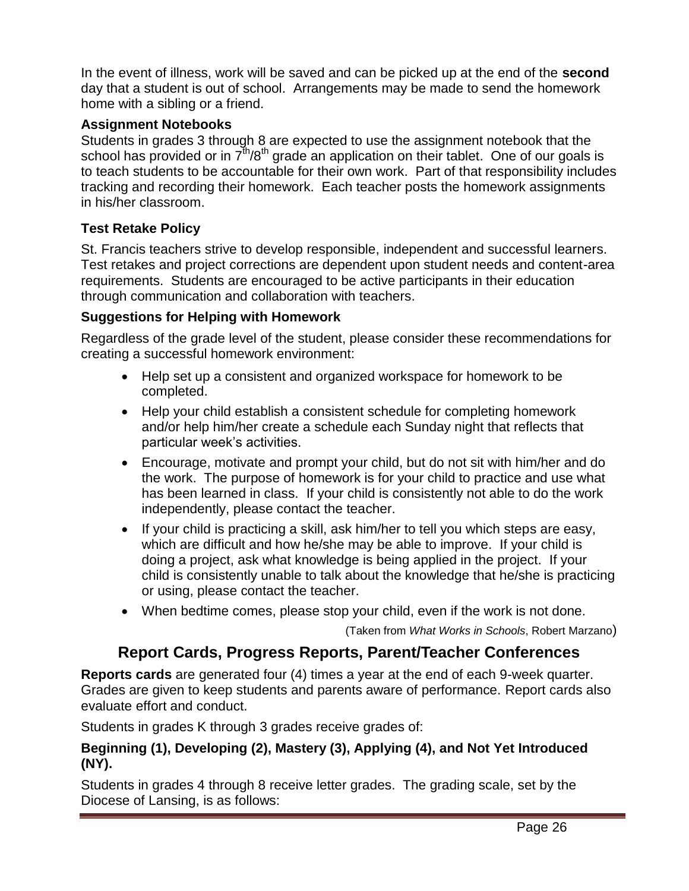In the event of illness, work will be saved and can be picked up at the end of the **second** day that a student is out of school. Arrangements may be made to send the homework home with a sibling or a friend.

### Assignment Notebooks

Students in grades 3 through 8 are expected to use the assignment notebook that the school has provided or in 7th/8th grade an application on their tablet. One of our goals is to teach students to be accountable for their own work. Part of that responsibility includes tracking and recording their homework. Each teacher posts the homework assignments in his/her classroom.

### Test Retake Policy

St. Francis teachers strive to develop responsible, independent and successful learners. Test retakes and project corrections are dependent upon student needs and content-area requirements. Students are encouraged to be active participants in their education through communication and collaboration with teachers.

### Suggestions for Helping with Homework

Regardless of the grade level of the student, please consider these recommendations for creating a successful homework environment:

- Help set up a consistent and organized workspace for homework to be completed.
- Help your child establish a consistent schedule for completing homework and/or help him/her create a schedule each Sunday night that reflects that particular week's activities.
- Encourage, motivate and prompt your child, but do not sit with him/her and do the work. The purpose of homework is for your child to practice and use what has been learned in class. If your child is consistently not able to do the work independently, please contact the teacher.
- If your child is practicing a skill, ask him/her to tell you which steps are easy, which are difficult and how he/she may be able to improve. If your child is doing a project, ask what knowledge is being applied in the project. If your child is consistently unable to talk about the knowledge that he/she is practicing or using, please contact the teacher.
- When bedtime comes, please stop your child, even if the work is not done.

(Taken from *What Works in Schools*, Robert Marzano)

## Report Cards, Progress Reports, Parent/Teacher Conferences

**Reports cards** are generated four (4) times a year at the end of each 9-week quarter. Grades are given to keep students and parents aware of performance. Report cards also evaluate effort and conduct.

Students in grades K through 3 grades receive grades of:

**Beginning (1), Developing (2), Mastery (3), Applying (4), and Not Yet Introduced (NY).**

Students in grades 4 through 8 receive letter grades. The grading scale, set by the Diocese of Lansing, is as follows: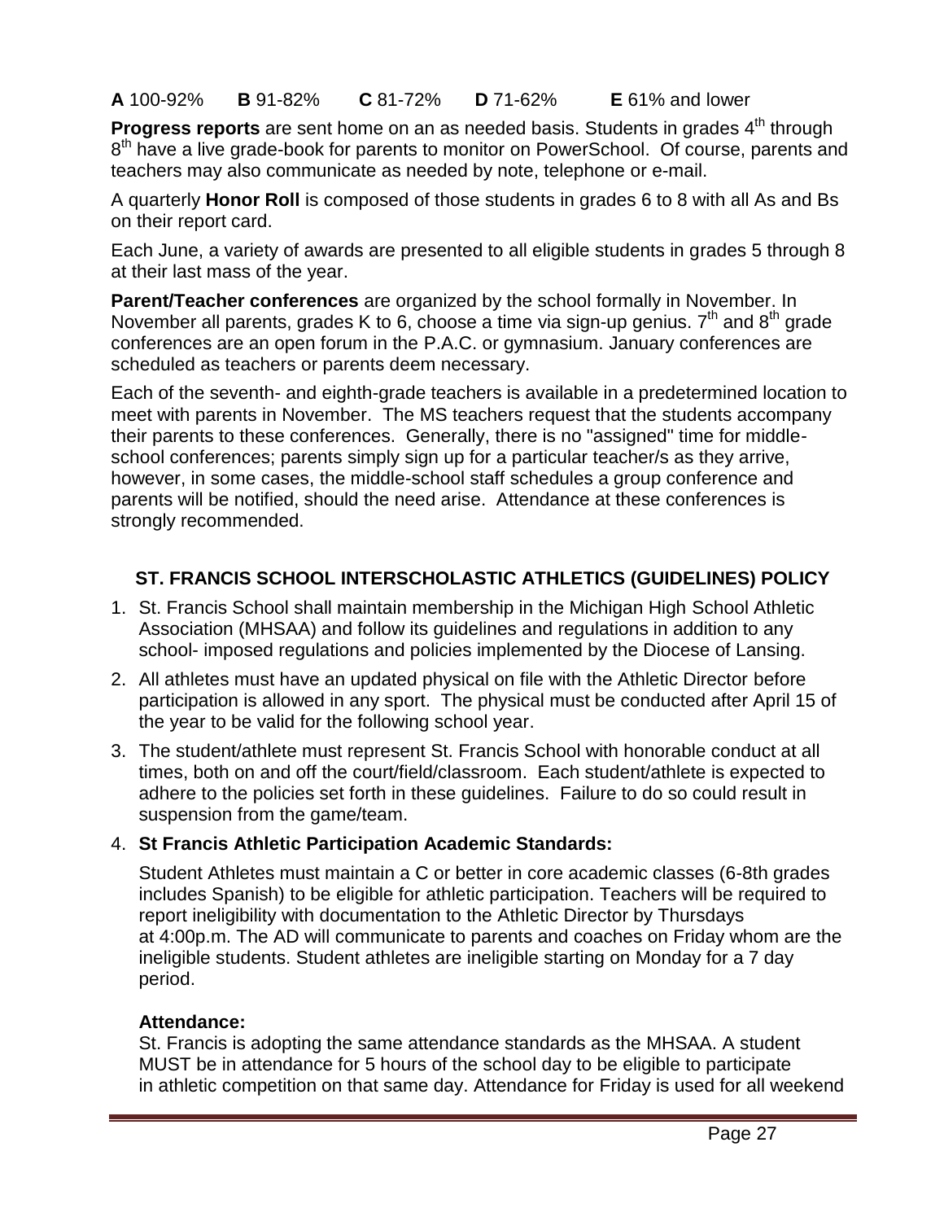**A** 100-92% **B** 91-82% **C** 81-72% **D** 71-62% **E** 61% and lower

**Progress reports** are sent home on an as needed basis. Students in grades 4th through 8th have a live grade-book for parents to monitor on PowerSchool. Of course, parents and teachers may also communicate as needed by note, telephone or e-mail.

A quarterly **Honor Roll** is composed of those students in grades 6 to 8 with all As and Bs on their report card.

Each June, a variety of awards are presented to all eligible students in grades 5 through 8 at their last mass of the year.

**Parent/Teacher conferences** are organized by the school formally in November. In November all parents, grades K to 6, choose a time via sign-up genius. 7th and 8th grade conferences are an open forum in the P.A.C. or gymnasium. January conferences are scheduled as teachers or parents deem necessary.

Each of the seventh- and eighth-grade teachers is available in a predetermined location to meet with parents in November. The MS teachers request that the students accompany their parents to these conferences. Generally, there is no "assigned" time for middle-school conferences; parents simply sign up for a particular teacher/s as they arrive, however, in some cases, the middle-school staff schedules a group conference and parents will be notified, should the need arise. Attendance at these conferences is strongly recommended.

## ST. FRANCIS SCHOOL INTERSCHOLASTIC ATHLETICS (GUIDELINES) POLICY

1. St. Francis School shall maintain membership in the Michigan High School Athletic Association (MHSAA) and follow its guidelines and regulations in addition to any school- imposed regulations and policies implemented by the Diocese of Lansing.
2. All athletes must have an updated physical on file with the Athletic Director before participation is allowed in any sport. The physical must be conducted after April 15 of the year to be valid for the following school year.
3. The student/athlete must represent St. Francis School with honorable conduct at all times, both on and off the court/field/classroom. Each student/athlete is expected to adhere to the policies set forth in these guidelines. Failure to do so could result in suspension from the game/team.
4. **St Francis Athletic Participation Academic Standards:**

   Student Athletes must maintain a C or better in core academic classes (6-8th grades includes Spanish) to be eligible for athletic participation. Teachers will be required to report ineligibility with documentation to the Athletic Director by Thursdays at 4:00p.m. The AD will communicate to parents and coaches on Friday whom are the ineligible students. Student athletes are ineligible starting on Monday for a 7 day period.

   **Attendance:**
   St. Francis is adopting the same attendance standards as the MHSAA. A student MUST be in attendance for 5 hours of the school day to be eligible to participate in athletic competition on that same day. Attendance for Friday is used for all weekend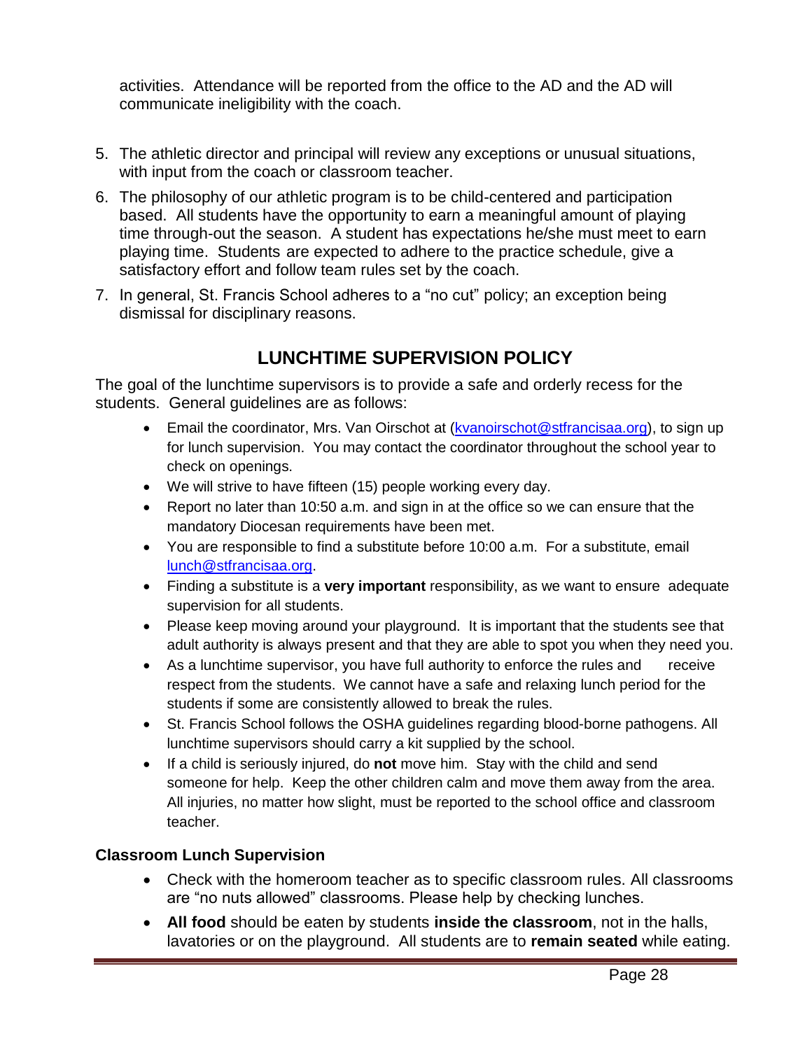activities. Attendance will be reported from the office to the AD and the AD will communicate ineligibility with the coach.

5. The athletic director and principal will review any exceptions or unusual situations, with input from the coach or classroom teacher.
6. The philosophy of our athletic program is to be child-centered and participation based. All students have the opportunity to earn a meaningful amount of playing time through-out the season. A student has expectations he/she must meet to earn playing time. Students are expected to adhere to the practice schedule, give a satisfactory effort and follow team rules set by the coach.
7. In general, St. Francis School adheres to a "no cut" policy; an exception being dismissal for disciplinary reasons.

## LUNCHTIME SUPERVISION POLICY

The goal of the lunchtime supervisors is to provide a safe and orderly recess for the students. General guidelines are as follows:

- Email the coordinator, Mrs. Van Oirschot at (kvanoirschot@stfrancisaa.org), to sign up for lunch supervision. You may contact the coordinator throughout the school year to check on openings.
- We will strive to have fifteen (15) people working every day.
- Report no later than 10:50 a.m. and sign in at the office so we can ensure that the mandatory Diocesan requirements have been met.
- You are responsible to find a substitute before 10:00 a.m. For a substitute, email lunch@stfrancisaa.org.
- Finding a substitute is a **very important** responsibility, as we want to ensure adequate supervision for all students.
- Please keep moving around your playground. It is important that the students see that adult authority is always present and that they are able to spot you when they need you.
- As a lunchtime supervisor, you have full authority to enforce the rules and receive respect from the students. We cannot have a safe and relaxing lunch period for the students if some are consistently allowed to break the rules.
- St. Francis School follows the OSHA guidelines regarding blood-borne pathogens. All lunchtime supervisors should carry a kit supplied by the school.
- If a child is seriously injured, do **not** move him. Stay with the child and send someone for help. Keep the other children calm and move them away from the area. All injuries, no matter how slight, must be reported to the school office and classroom teacher.

### Classroom Lunch Supervision

- Check with the homeroom teacher as to specific classroom rules. All classrooms are "no nuts allowed" classrooms. Please help by checking lunches.
- **All food** should be eaten by students **inside the classroom**, not in the halls, lavatories or on the playground. All students are to **remain seated** while eating.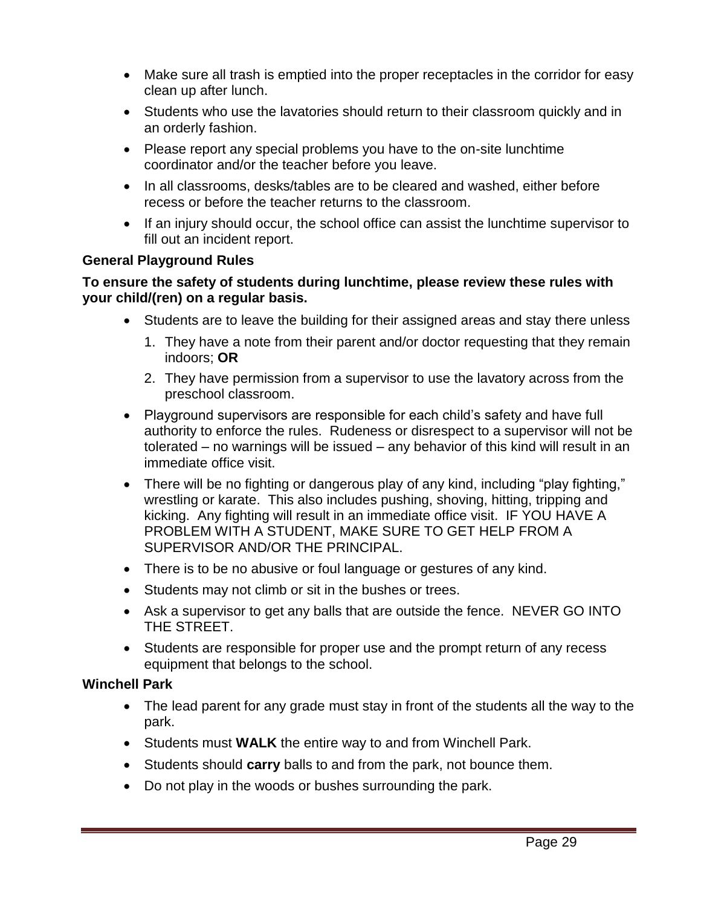- Make sure all trash is emptied into the proper receptacles in the corridor for easy clean up after lunch.
- Students who use the lavatories should return to their classroom quickly and in an orderly fashion.
- Please report any special problems you have to the on-site lunchtime coordinator and/or the teacher before you leave.
- In all classrooms, desks/tables are to be cleared and washed, either before recess or before the teacher returns to the classroom.
- If an injury should occur, the school office can assist the lunchtime supervisor to fill out an incident report.

**General Playground Rules**

**To ensure the safety of students during lunchtime, please review these rules with your child/(ren) on a regular basis.**

- Students are to leave the building for their assigned areas and stay there unless
    1. They have a note from their parent and/or doctor requesting that they remain indoors; **OR**
    2. They have permission from a supervisor to use the lavatory across from the preschool classroom.
- Playground supervisors are responsible for each child's safety and have full authority to enforce the rules. Rudeness or disrespect to a supervisor will not be tolerated – no warnings will be issued – any behavior of this kind will result in an immediate office visit.
- There will be no fighting or dangerous play of any kind, including "play fighting," wrestling or karate. This also includes pushing, shoving, hitting, tripping and kicking. Any fighting will result in an immediate office visit. IF YOU HAVE A PROBLEM WITH A STUDENT, MAKE SURE TO GET HELP FROM A SUPERVISOR AND/OR THE PRINCIPAL.
- There is to be no abusive or foul language or gestures of any kind.
- Students may not climb or sit in the bushes or trees.
- Ask a supervisor to get any balls that are outside the fence. NEVER GO INTO THE STREET.
- Students are responsible for proper use and the prompt return of any recess equipment that belongs to the school.

**Winchell Park**

- The lead parent for any grade must stay in front of the students all the way to the park.
- Students must **WALK** the entire way to and from Winchell Park.
- Students should **carry** balls to and from the park, not bounce them.
- Do not play in the woods or bushes surrounding the park.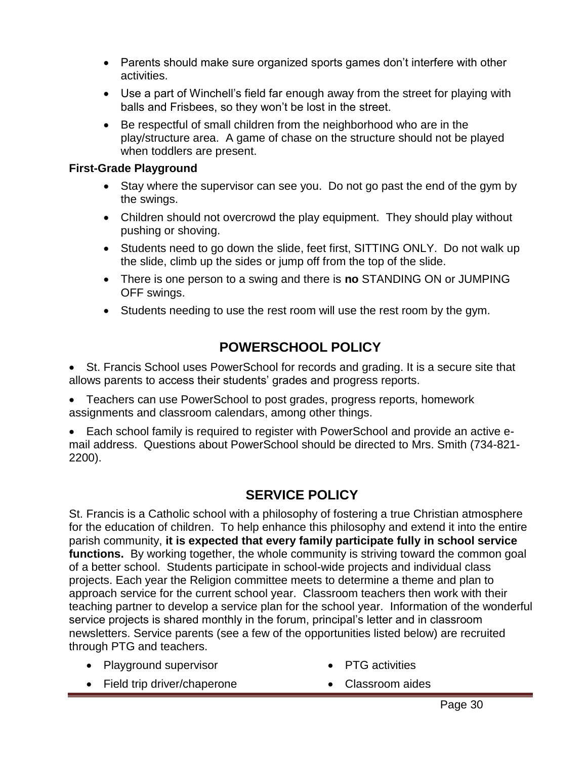- Parents should make sure organized sports games don't interfere with other activities.
- Use a part of Winchell's field far enough away from the street for playing with balls and Frisbees, so they won't be lost in the street.
- Be respectful of small children from the neighborhood who are in the play/structure area. A game of chase on the structure should not be played when toddlers are present.

**First-Grade Playground**

- Stay where the supervisor can see you. Do not go past the end of the gym by the swings.
- Children should not overcrowd the play equipment. They should play without pushing or shoving.
- Students need to go down the slide, feet first, SITTING ONLY. Do not walk up the slide, climb up the sides or jump off from the top of the slide.
- There is one person to a swing and there is **no** STANDING ON or JUMPING OFF swings.
- Students needing to use the rest room will use the rest room by the gym.

## POWERSCHOOL POLICY

- St. Francis School uses PowerSchool for records and grading. It is a secure site that allows parents to access their students' grades and progress reports.
- Teachers can use PowerSchool to post grades, progress reports, homework assignments and classroom calendars, among other things.
- Each school family is required to register with PowerSchool and provide an active e-mail address. Questions about PowerSchool should be directed to Mrs. Smith (734-821-2200).

## SERVICE POLICY

St. Francis is a Catholic school with a philosophy of fostering a true Christian atmosphere for the education of children. To help enhance this philosophy and extend it into the entire parish community, **it is expected that every family participate fully in school service functions.** By working together, the whole community is striving toward the common goal of a better school. Students participate in school-wide projects and individual class projects. Each year the Religion committee meets to determine a theme and plan to approach service for the current school year. Classroom teachers then work with their teaching partner to develop a service plan for the school year. Information of the wonderful service projects is shared monthly in the forum, principal's letter and in classroom newsletters. Service parents (see a few of the opportunities listed below) are recruited through PTG and teachers.

- Playground supervisor
- Field trip driver/chaperone
- PTG activities
- Classroom aides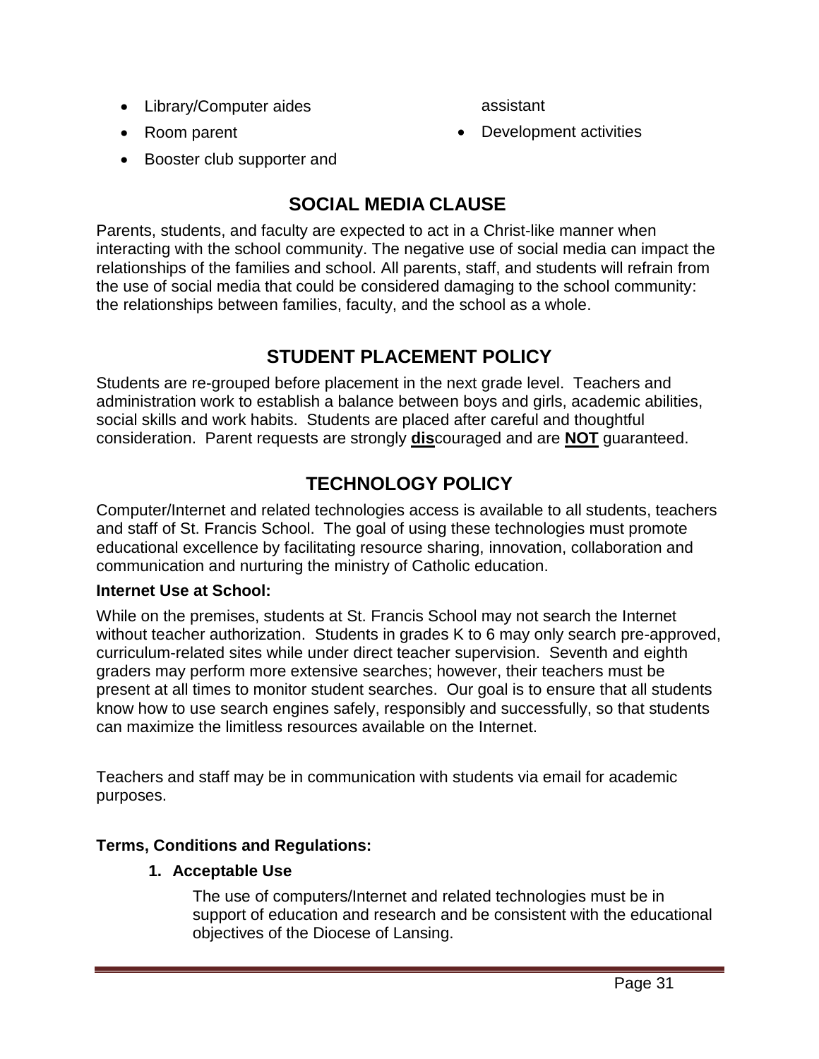- Library/Computer aides
- Room parent
- Booster club supporter and assistant
- Development activities

## SOCIAL MEDIA CLAUSE

Parents, students, and faculty are expected to act in a Christ-like manner when interacting with the school community. The negative use of social media can impact the relationships of the families and school. All parents, staff, and students will refrain from the use of social media that could be considered damaging to the school community: the relationships between families, faculty, and the school as a whole.

## STUDENT PLACEMENT POLICY

Students are re-grouped before placement in the next grade level. Teachers and administration work to establish a balance between boys and girls, academic abilities, social skills and work habits. Students are placed after careful and thoughtful consideration. Parent requests are strongly **dis**couraged and are **NOT** guaranteed.

## TECHNOLOGY POLICY

Computer/Internet and related technologies access is available to all students, teachers and staff of St. Francis School. The goal of using these technologies must promote educational excellence by facilitating resource sharing, innovation, collaboration and communication and nurturing the ministry of Catholic education.

**Internet Use at School:**

While on the premises, students at St. Francis School may not search the Internet without teacher authorization. Students in grades K to 6 may only search pre-approved, curriculum-related sites while under direct teacher supervision. Seventh and eighth graders may perform more extensive searches; however, their teachers must be present at all times to monitor student searches. Our goal is to ensure that all students know how to use search engines safely, responsibly and successfully, so that students can maximize the limitless resources available on the Internet.

Teachers and staff may be in communication with students via email for academic purposes.

**Terms, Conditions and Regulations:**

1. **Acceptable Use**

   The use of computers/Internet and related technologies must be in support of education and research and be consistent with the educational objectives of the Diocese of Lansing.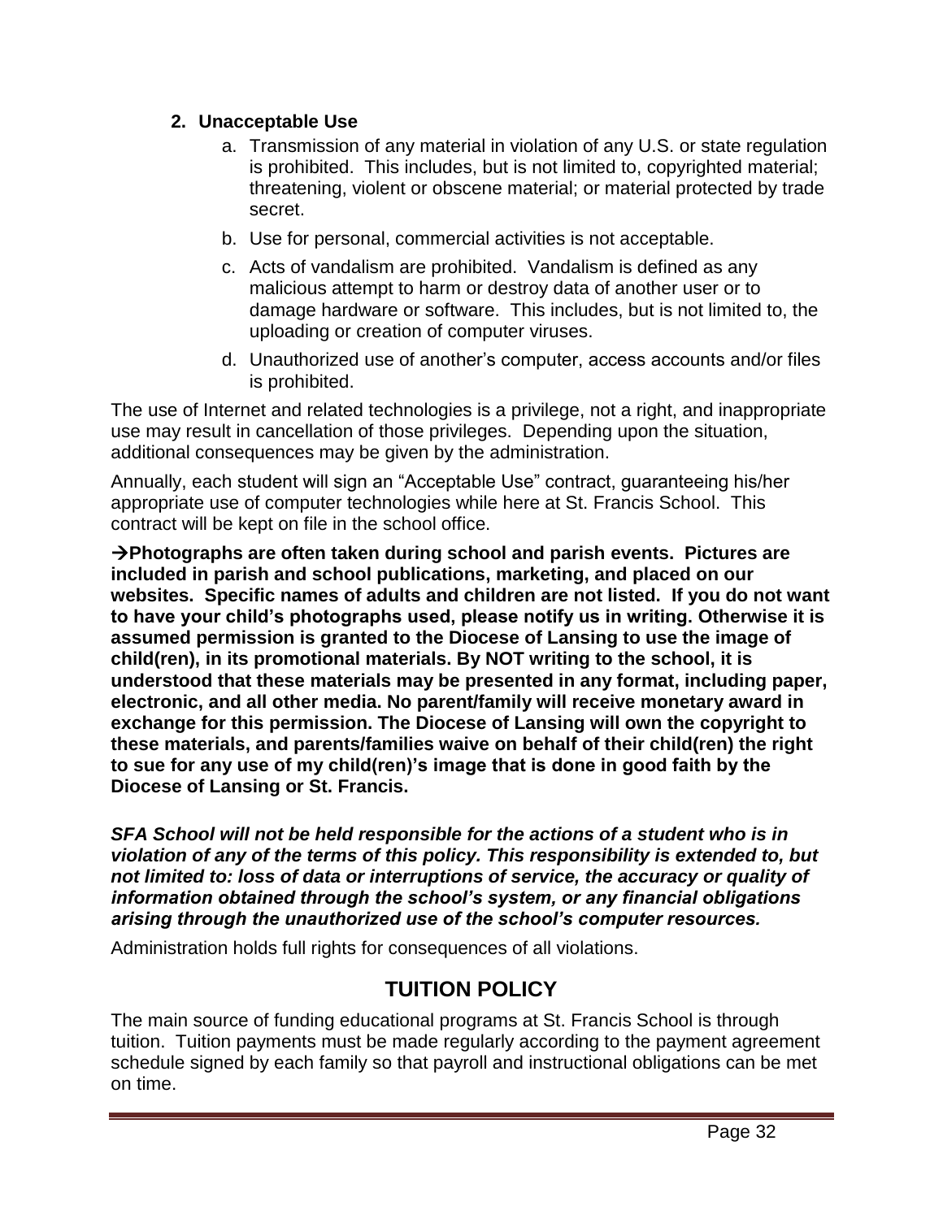2. **Unacceptable Use**
    a. Transmission of any material in violation of any U.S. or state regulation is prohibited. This includes, but is not limited to, copyrighted material; threatening, violent or obscene material; or material protected by trade secret.
    b. Use for personal, commercial activities is not acceptable.
    c. Acts of vandalism are prohibited. Vandalism is defined as any malicious attempt to harm or destroy data of another user or to damage hardware or software. This includes, but is not limited to, the uploading or creation of computer viruses.
    d. Unauthorized use of another's computer, access accounts and/or files is prohibited.

The use of Internet and related technologies is a privilege, not a right, and inappropriate use may result in cancellation of those privileges. Depending upon the situation, additional consequences may be given by the administration.

Annually, each student will sign an "Acceptable Use" contract, guaranteeing his/her appropriate use of computer technologies while here at St. Francis School. This contract will be kept on file in the school office.

**→Photographs are often taken during school and parish events. Pictures are included in parish and school publications, marketing, and placed on our websites. Specific names of adults and children are not listed. If you do not want to have your child's photographs used, please notify us in writing. Otherwise it is assumed permission is granted to the Diocese of Lansing to use the image of child(ren), in its promotional materials. By NOT writing to the school, it is understood that these materials may be presented in any format, including paper, electronic, and all other media. No parent/family will receive monetary award in exchange for this permission. The Diocese of Lansing will own the copyright to these materials, and parents/families waive on behalf of their child(ren) the right to sue for any use of my child(ren)'s image that is done in good faith by the Diocese of Lansing or St. Francis.**

***SFA School will not be held responsible for the actions of a student who is in violation of any of the terms of this policy. This responsibility is extended to, but not limited to: loss of data or interruptions of service, the accuracy or quality of information obtained through the school's system, or any financial obligations arising through the unauthorized use of the school's computer resources.***

Administration holds full rights for consequences of all violations.

## TUITION POLICY

The main source of funding educational programs at St. Francis School is through tuition. Tuition payments must be made regularly according to the payment agreement schedule signed by each family so that payroll and instructional obligations can be met on time.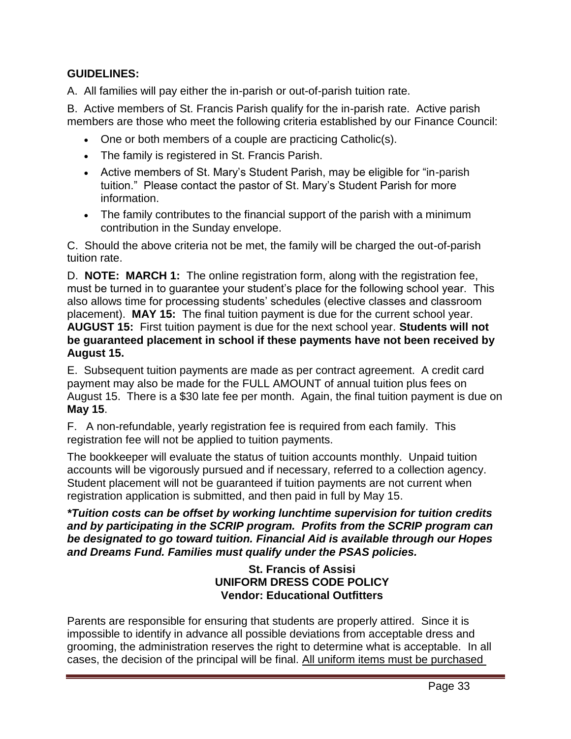**GUIDELINES:**

A. All families will pay either the in-parish or out-of-parish tuition rate.

B. Active members of St. Francis Parish qualify for the in-parish rate. Active parish members are those who meet the following criteria established by our Finance Council:

- One or both members of a couple are practicing Catholic(s).
- The family is registered in St. Francis Parish.
- Active members of St. Mary's Student Parish, may be eligible for "in-parish tuition." Please contact the pastor of St. Mary's Student Parish for more information.
- The family contributes to the financial support of the parish with a minimum contribution in the Sunday envelope.

C. Should the above criteria not be met, the family will be charged the out-of-parish tuition rate.

D. **NOTE: MARCH 1:** The online registration form, along with the registration fee, must be turned in to guarantee your student's place for the following school year. This also allows time for processing students' schedules (elective classes and classroom placement). **MAY 15:** The final tuition payment is due for the current school year. **AUGUST 15:** First tuition payment is due for the next school year. **Students will not be guaranteed placement in school if these payments have not been received by August 15.**

E. Subsequent tuition payments are made as per contract agreement. A credit card payment may also be made for the FULL AMOUNT of annual tuition plus fees on August 15. There is a $30 late fee per month. Again, the final tuition payment is due on **May 15**.

F. A non-refundable, yearly registration fee is required from each family. This registration fee will not be applied to tuition payments.

The bookkeeper will evaluate the status of tuition accounts monthly. Unpaid tuition accounts will be vigorously pursued and if necessary, referred to a collection agency. Student placement will not be guaranteed if tuition payments are not current when registration application is submitted, and then paid in full by May 15.

***Tuition costs can be offset by working lunchtime supervision for tuition credits and by participating in the SCRIP program. Profits from the SCRIP program can be designated to go toward tuition. Financial Aid is available through our Hopes and Dreams Fund. Families must qualify under the PSAS policies.***

**St. Francis of Assisi**
**UNIFORM DRESS CODE POLICY**
**Vendor: Educational Outfitters**

Parents are responsible for ensuring that students are properly attired. Since it is impossible to identify in advance all possible deviations from acceptable dress and grooming, the administration reserves the right to determine what is acceptable. In all cases, the decision of the principal will be final. <u>All uniform items must be purchased</u>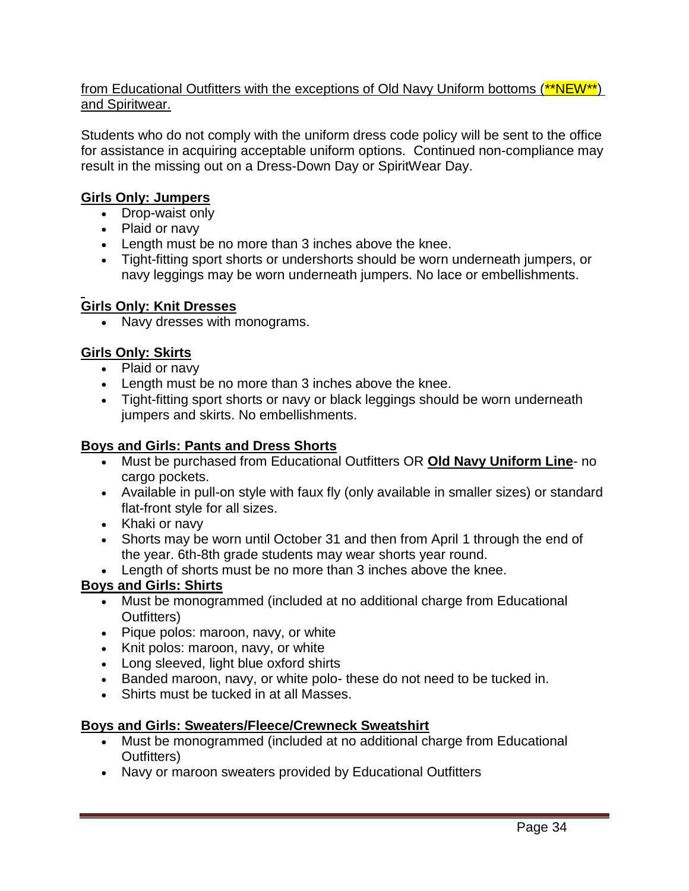from Educational Outfitters with the exceptions of Old Navy Uniform bottoms (**NEW**) and Spiritwear.

Students who do not comply with the uniform dress code policy will be sent to the office for assistance in acquiring acceptable uniform options. Continued non-compliance may result in the missing out on a Dress-Down Day or SpiritWear Day.

**Girls Only: Jumpers**

- Drop-waist only
- Plaid or navy
- Length must be no more than 3 inches above the knee.
- Tight-fitting sport shorts or undershorts should be worn underneath jumpers, or navy leggings may be worn underneath jumpers. No lace or embellishments.

**Girls Only: Knit Dresses**

- Navy dresses with monograms.

**Girls Only: Skirts**

- Plaid or navy
- Length must be no more than 3 inches above the knee.
- Tight-fitting sport shorts or navy or black leggings should be worn underneath jumpers and skirts. No embellishments.

**Boys and Girls: Pants and Dress Shorts**

- Must be purchased from Educational Outfitters OR **Old Navy Uniform Line**- no cargo pockets.
- Available in pull-on style with faux fly (only available in smaller sizes) or standard flat-front style for all sizes.
- Khaki or navy
- Shorts may be worn until October 31 and then from April 1 through the end of the year. 6th-8th grade students may wear shorts year round.
- Length of shorts must be no more than 3 inches above the knee.

**Boys and Girls: Shirts**

- Must be monogrammed (included at no additional charge from Educational Outfitters)
- Pique polos: maroon, navy, or white
- Knit polos: maroon, navy, or white
- Long sleeved, light blue oxford shirts
- Banded maroon, navy, or white polo- these do not need to be tucked in.
- Shirts must be tucked in at all Masses.

**Boys and Girls: Sweaters/Fleece/Crewneck Sweatshirt**

- Must be monogrammed (included at no additional charge from Educational Outfitters)
- Navy or maroon sweaters provided by Educational Outfitters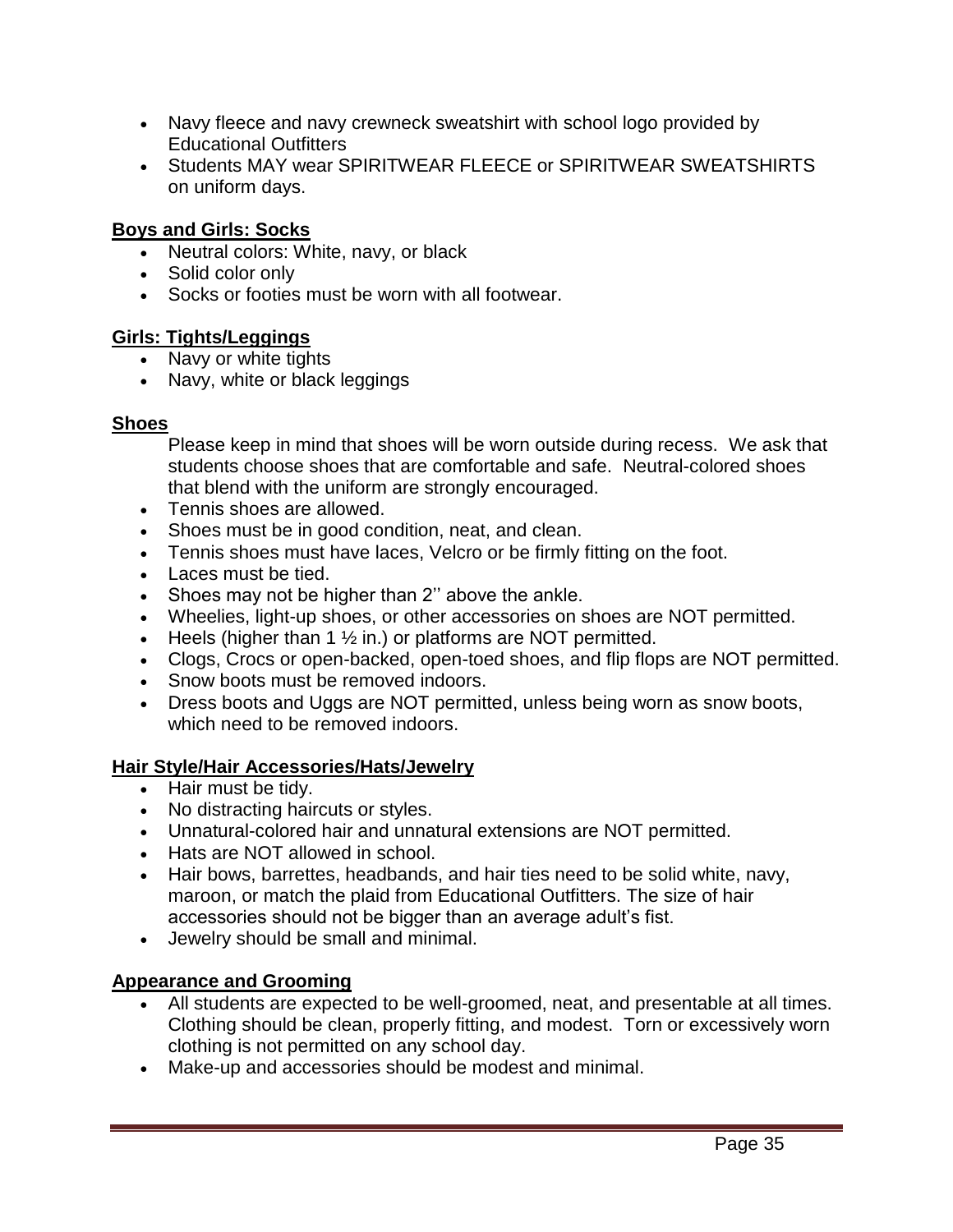- Navy fleece and navy crewneck sweatshirt with school logo provided by Educational Outfitters
- Students MAY wear SPIRITWEAR FLEECE or SPIRITWEAR SWEATSHIRTS on uniform days.

**Boys and Girls: Socks**

- Neutral colors: White, navy, or black
- Solid color only
- Socks or footies must be worn with all footwear.

**Girls: Tights/Leggings**

- Navy or white tights
- Navy, white or black leggings

**Shoes**

Please keep in mind that shoes will be worn outside during recess. We ask that students choose shoes that are comfortable and safe. Neutral-colored shoes that blend with the uniform are strongly encouraged.

- Tennis shoes are allowed.
- Shoes must be in good condition, neat, and clean.
- Tennis shoes must have laces, Velcro or be firmly fitting on the foot.
- Laces must be tied.
- Shoes may not be higher than 2'' above the ankle.
- Wheelies, light-up shoes, or other accessories on shoes are NOT permitted.
- Heels (higher than 1 ½ in.) or platforms are NOT permitted.
- Clogs, Crocs or open-backed, open-toed shoes, and flip flops are NOT permitted.
- Snow boots must be removed indoors.
- Dress boots and Uggs are NOT permitted, unless being worn as snow boots, which need to be removed indoors.

**Hair Style/Hair Accessories/Hats/Jewelry**

- Hair must be tidy.
- No distracting haircuts or styles.
- Unnatural-colored hair and unnatural extensions are NOT permitted.
- Hats are NOT allowed in school.
- Hair bows, barrettes, headbands, and hair ties need to be solid white, navy, maroon, or match the plaid from Educational Outfitters. The size of hair accessories should not be bigger than an average adult's fist.
- Jewelry should be small and minimal.

**Appearance and Grooming**

- All students are expected to be well-groomed, neat, and presentable at all times. Clothing should be clean, properly fitting, and modest. Torn or excessively worn clothing is not permitted on any school day.
- Make-up and accessories should be modest and minimal.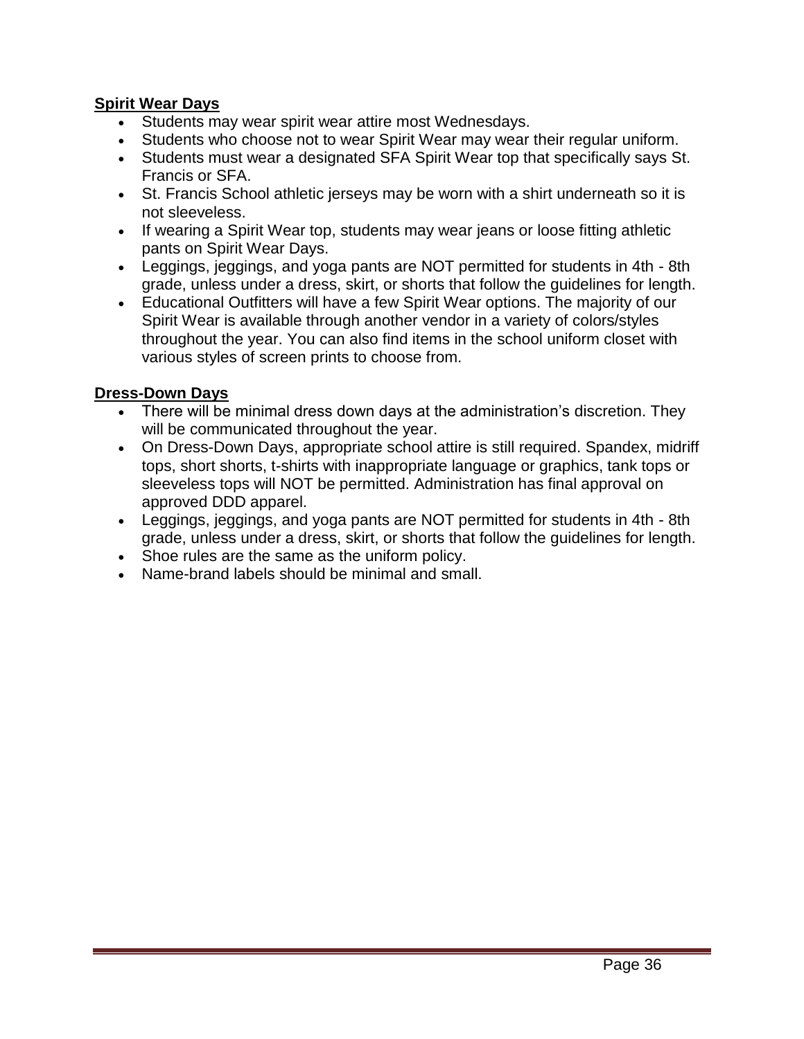## Spirit Wear Days

- Students may wear spirit wear attire most Wednesdays.
- Students who choose not to wear Spirit Wear may wear their regular uniform.
- Students must wear a designated SFA Spirit Wear top that specifically says St. Francis or SFA.
- St. Francis School athletic jerseys may be worn with a shirt underneath so it is not sleeveless.
- If wearing a Spirit Wear top, students may wear jeans or loose fitting athletic pants on Spirit Wear Days.
- Leggings, jeggings, and yoga pants are NOT permitted for students in 4th - 8th grade, unless under a dress, skirt, or shorts that follow the guidelines for length.
- Educational Outfitters will have a few Spirit Wear options. The majority of our Spirit Wear is available through another vendor in a variety of colors/styles throughout the year. You can also find items in the school uniform closet with various styles of screen prints to choose from.

## Dress-Down Days

- There will be minimal dress down days at the administration's discretion. They will be communicated throughout the year.
- On Dress-Down Days, appropriate school attire is still required. Spandex, midriff tops, short shorts, t-shirts with inappropriate language or graphics, tank tops or sleeveless tops will NOT be permitted. Administration has final approval on approved DDD apparel.
- Leggings, jeggings, and yoga pants are NOT permitted for students in 4th - 8th grade, unless under a dress, skirt, or shorts that follow the guidelines for length.
- Shoe rules are the same as the uniform policy.
- Name-brand labels should be minimal and small.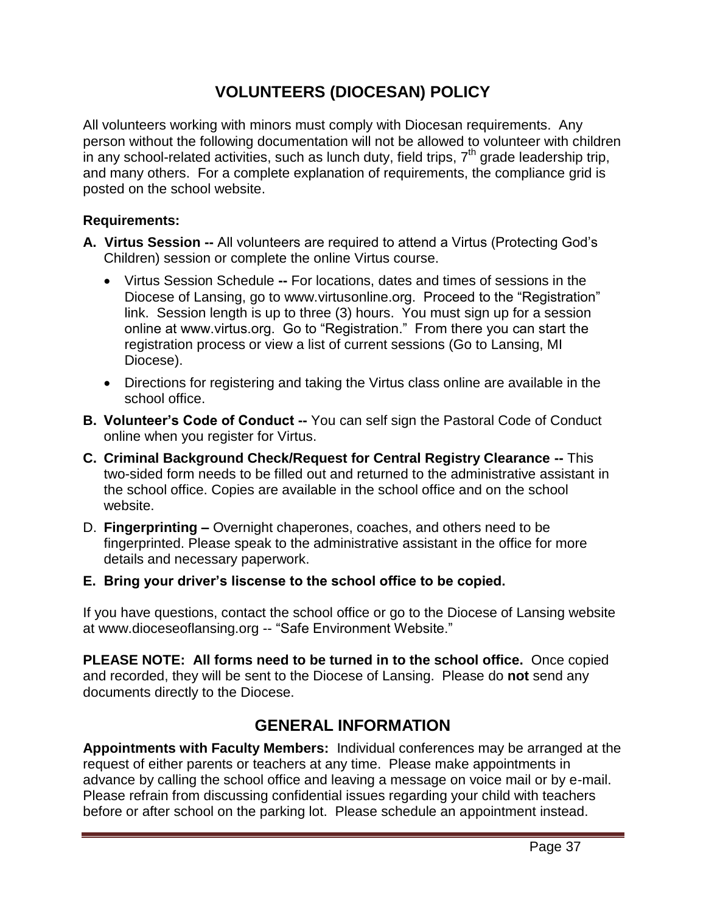# VOLUNTEERS (DIOCESAN) POLICY

All volunteers working with minors must comply with Diocesan requirements. Any person without the following documentation will not be allowed to volunteer with children in any school-related activities, such as lunch duty, field trips, 7th grade leadership trip, and many others. For a complete explanation of requirements, the compliance grid is posted on the school website.

**Requirements:**

**A. Virtus Session --** All volunteers are required to attend a Virtus (Protecting God's Children) session or complete the online Virtus course.

- Virtus Session Schedule **--** For locations, dates and times of sessions in the Diocese of Lansing, go to www.virtusonline.org. Proceed to the "Registration" link. Session length is up to three (3) hours. You must sign up for a session online at www.virtus.org. Go to "Registration." From there you can start the registration process or view a list of current sessions (Go to Lansing, MI Diocese).
- Directions for registering and taking the Virtus class online are available in the school office.

**B. Volunteer's Code of Conduct --** You can self sign the Pastoral Code of Conduct online when you register for Virtus.

**C. Criminal Background Check/Request for Central Registry Clearance --** This two-sided form needs to be filled out and returned to the administrative assistant in the school office. Copies are available in the school office and on the school website.

D. **Fingerprinting –** Overnight chaperones, coaches, and others need to be fingerprinted. Please speak to the administrative assistant in the office for more details and necessary paperwork.

**E. Bring your driver's liscense to the school office to be copied.**

If you have questions, contact the school office or go to the Diocese of Lansing website at www.dioceseoflansing.org -- "Safe Environment Website."

**PLEASE NOTE: All forms need to be turned in to the school office.** Once copied and recorded, they will be sent to the Diocese of Lansing. Please do **not** send any documents directly to the Diocese.

# GENERAL INFORMATION

**Appointments with Faculty Members:** Individual conferences may be arranged at the request of either parents or teachers at any time. Please make appointments in advance by calling the school office and leaving a message on voice mail or by e-mail. Please refrain from discussing confidential issues regarding your child with teachers before or after school on the parking lot. Please schedule an appointment instead.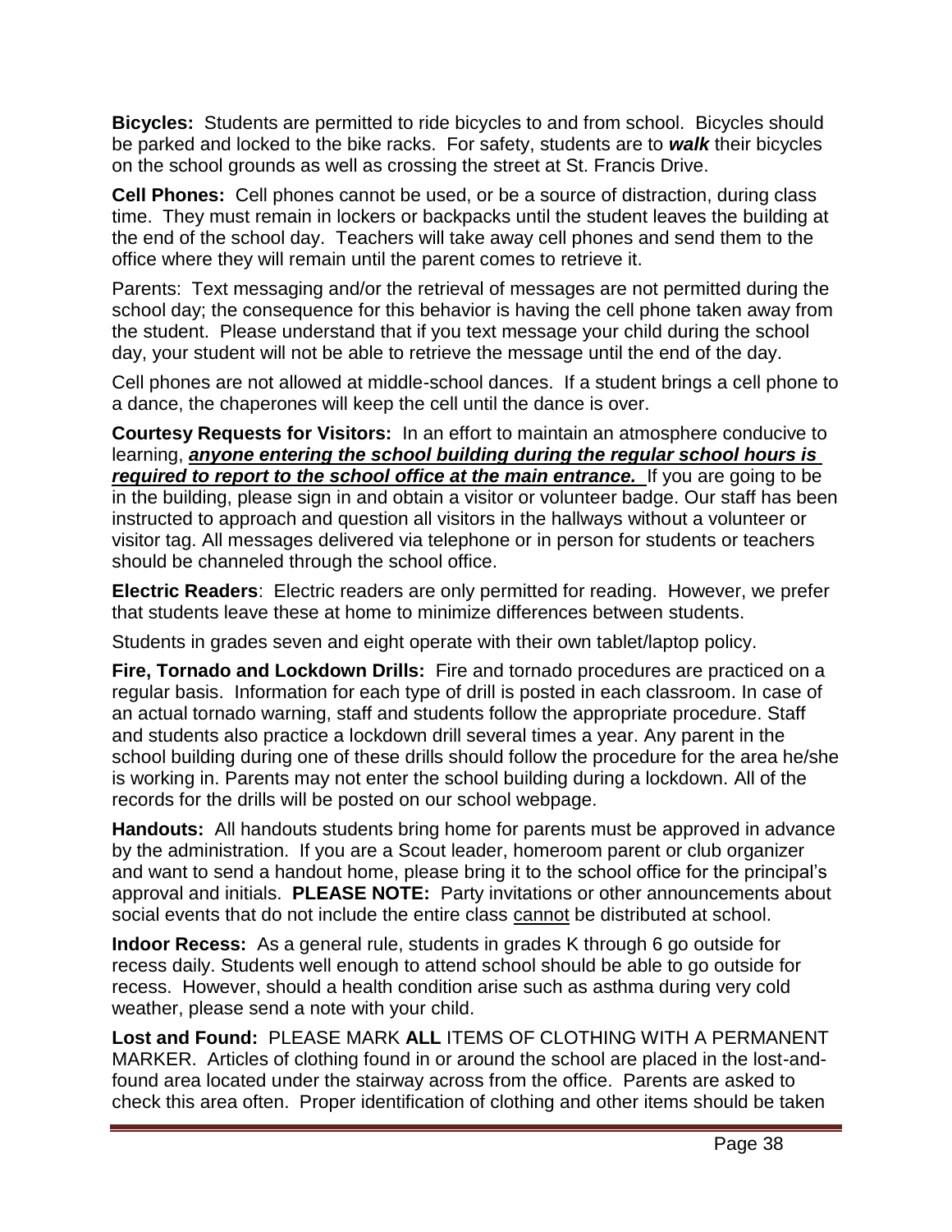**Bicycles:** Students are permitted to ride bicycles to and from school. Bicycles should be parked and locked to the bike racks. For safety, students are to ***walk*** their bicycles on the school grounds as well as crossing the street at St. Francis Drive.

**Cell Phones:** Cell phones cannot be used, or be a source of distraction, during class time. They must remain in lockers or backpacks until the student leaves the building at the end of the school day. Teachers will take away cell phones and send them to the office where they will remain until the parent comes to retrieve it.

Parents: Text messaging and/or the retrieval of messages are not permitted during the school day; the consequence for this behavior is having the cell phone taken away from the student. Please understand that if you text message your child during the school day, your student will not be able to retrieve the message until the end of the day.

Cell phones are not allowed at middle-school dances. If a student brings a cell phone to a dance, the chaperones will keep the cell until the dance is over.

**Courtesy Requests for Visitors:** In an effort to maintain an atmosphere conducive to learning, ***anyone entering the school building during the regular school hours is required to report to the school office at the main entrance.*** If you are going to be in the building, please sign in and obtain a visitor or volunteer badge. Our staff has been instructed to approach and question all visitors in the hallways without a volunteer or visitor tag. All messages delivered via telephone or in person for students or teachers should be channeled through the school office.

**Electric Readers**: Electric readers are only permitted for reading. However, we prefer that students leave these at home to minimize differences between students.

Students in grades seven and eight operate with their own tablet/laptop policy.

**Fire, Tornado and Lockdown Drills:** Fire and tornado procedures are practiced on a regular basis. Information for each type of drill is posted in each classroom. In case of an actual tornado warning, staff and students follow the appropriate procedure. Staff and students also practice a lockdown drill several times a year. Any parent in the school building during one of these drills should follow the procedure for the area he/she is working in. Parents may not enter the school building during a lockdown. All of the records for the drills will be posted on our school webpage.

**Handouts:** All handouts students bring home for parents must be approved in advance by the administration. If you are a Scout leader, homeroom parent or club organizer and want to send a handout home, please bring it to the school office for the principal's approval and initials. **PLEASE NOTE:** Party invitations or other announcements about social events that do not include the entire class cannot be distributed at school.

**Indoor Recess:** As a general rule, students in grades K through 6 go outside for recess daily. Students well enough to attend school should be able to go outside for recess. However, should a health condition arise such as asthma during very cold weather, please send a note with your child.

**Lost and Found:** PLEASE MARK **ALL** ITEMS OF CLOTHING WITH A PERMANENT MARKER. Articles of clothing found in or around the school are placed in the lost-and-found area located under the stairway across from the office. Parents are asked to check this area often. Proper identification of clothing and other items should be taken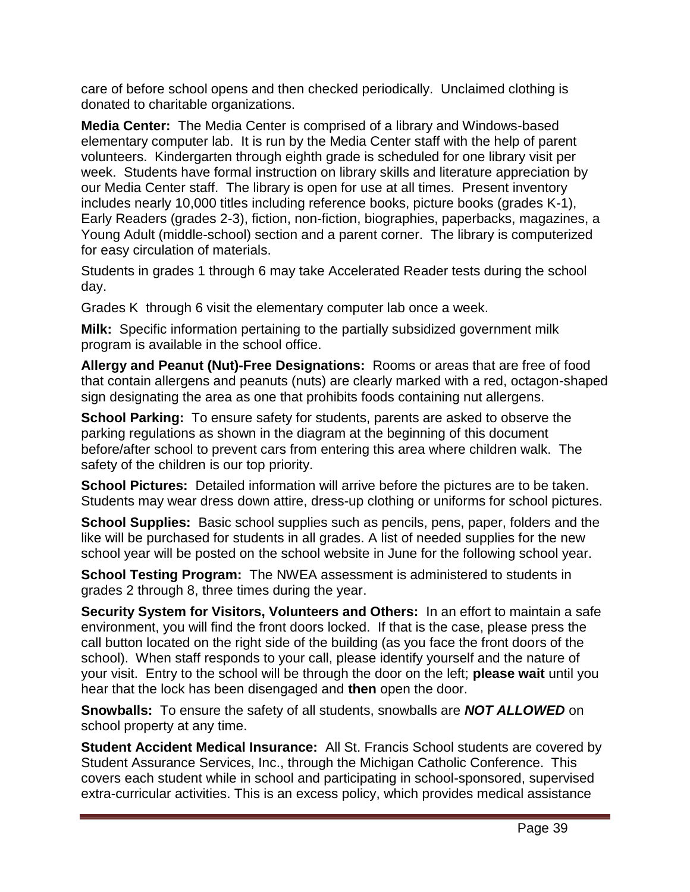care of before school opens and then checked periodically. Unclaimed clothing is donated to charitable organizations.

**Media Center:** The Media Center is comprised of a library and Windows-based elementary computer lab. It is run by the Media Center staff with the help of parent volunteers. Kindergarten through eighth grade is scheduled for one library visit per week. Students have formal instruction on library skills and literature appreciation by our Media Center staff. The library is open for use at all times. Present inventory includes nearly 10,000 titles including reference books, picture books (grades K-1), Early Readers (grades 2-3), fiction, non-fiction, biographies, paperbacks, magazines, a Young Adult (middle-school) section and a parent corner. The library is computerized for easy circulation of materials.

Students in grades 1 through 6 may take Accelerated Reader tests during the school day.

Grades K through 6 visit the elementary computer lab once a week.

**Milk:** Specific information pertaining to the partially subsidized government milk program is available in the school office.

**Allergy and Peanut (Nut)-Free Designations:** Rooms or areas that are free of food that contain allergens and peanuts (nuts) are clearly marked with a red, octagon-shaped sign designating the area as one that prohibits foods containing nut allergens.

**School Parking:** To ensure safety for students, parents are asked to observe the parking regulations as shown in the diagram at the beginning of this document before/after school to prevent cars from entering this area where children walk. The safety of the children is our top priority.

**School Pictures:** Detailed information will arrive before the pictures are to be taken. Students may wear dress down attire, dress-up clothing or uniforms for school pictures.

**School Supplies:** Basic school supplies such as pencils, pens, paper, folders and the like will be purchased for students in all grades. A list of needed supplies for the new school year will be posted on the school website in June for the following school year.

**School Testing Program:** The NWEA assessment is administered to students in grades 2 through 8, three times during the year.

**Security System for Visitors, Volunteers and Others:** In an effort to maintain a safe environment, you will find the front doors locked. If that is the case, please press the call button located on the right side of the building (as you face the front doors of the school). When staff responds to your call, please identify yourself and the nature of your visit. Entry to the school will be through the door on the left; **please wait** until you hear that the lock has been disengaged and **then** open the door.

**Snowballs:** To ensure the safety of all students, snowballs are ***NOT ALLOWED*** on school property at any time.

**Student Accident Medical Insurance:** All St. Francis School students are covered by Student Assurance Services, Inc., through the Michigan Catholic Conference. This covers each student while in school and participating in school-sponsored, supervised extra-curricular activities. This is an excess policy, which provides medical assistance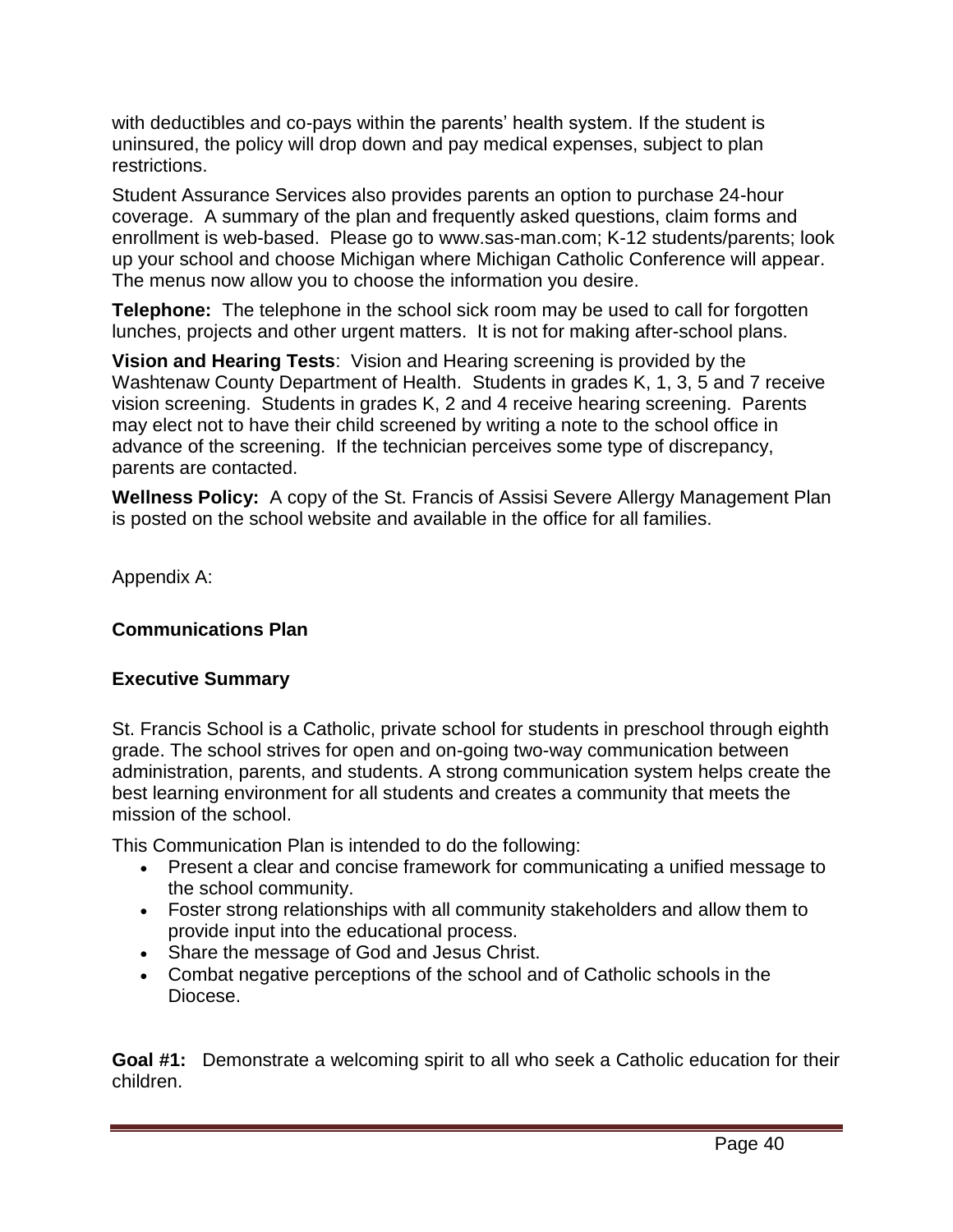with deductibles and co-pays within the parents' health system. If the student is uninsured, the policy will drop down and pay medical expenses, subject to plan restrictions.

Student Assurance Services also provides parents an option to purchase 24-hour coverage. A summary of the plan and frequently asked questions, claim forms and enrollment is web-based. Please go to www.sas-man.com; K-12 students/parents; look up your school and choose Michigan where Michigan Catholic Conference will appear. The menus now allow you to choose the information you desire.

**Telephone:** The telephone in the school sick room may be used to call for forgotten lunches, projects and other urgent matters. It is not for making after-school plans.

**Vision and Hearing Tests**: Vision and Hearing screening is provided by the Washtenaw County Department of Health. Students in grades K, 1, 3, 5 and 7 receive vision screening. Students in grades K, 2 and 4 receive hearing screening. Parents may elect not to have their child screened by writing a note to the school office in advance of the screening. If the technician perceives some type of discrepancy, parents are contacted.

**Wellness Policy:** A copy of the St. Francis of Assisi Severe Allergy Management Plan is posted on the school website and available in the office for all families.

Appendix A:

**Communications Plan**

**Executive Summary**

St. Francis School is a Catholic, private school for students in preschool through eighth grade. The school strives for open and on-going two-way communication between administration, parents, and students. A strong communication system helps create the best learning environment for all students and creates a community that meets the mission of the school.

This Communication Plan is intended to do the following:

- Present a clear and concise framework for communicating a unified message to the school community.
- Foster strong relationships with all community stakeholders and allow them to provide input into the educational process.
- Share the message of God and Jesus Christ.
- Combat negative perceptions of the school and of Catholic schools in the Diocese.

**Goal #1:** Demonstrate a welcoming spirit to all who seek a Catholic education for their children.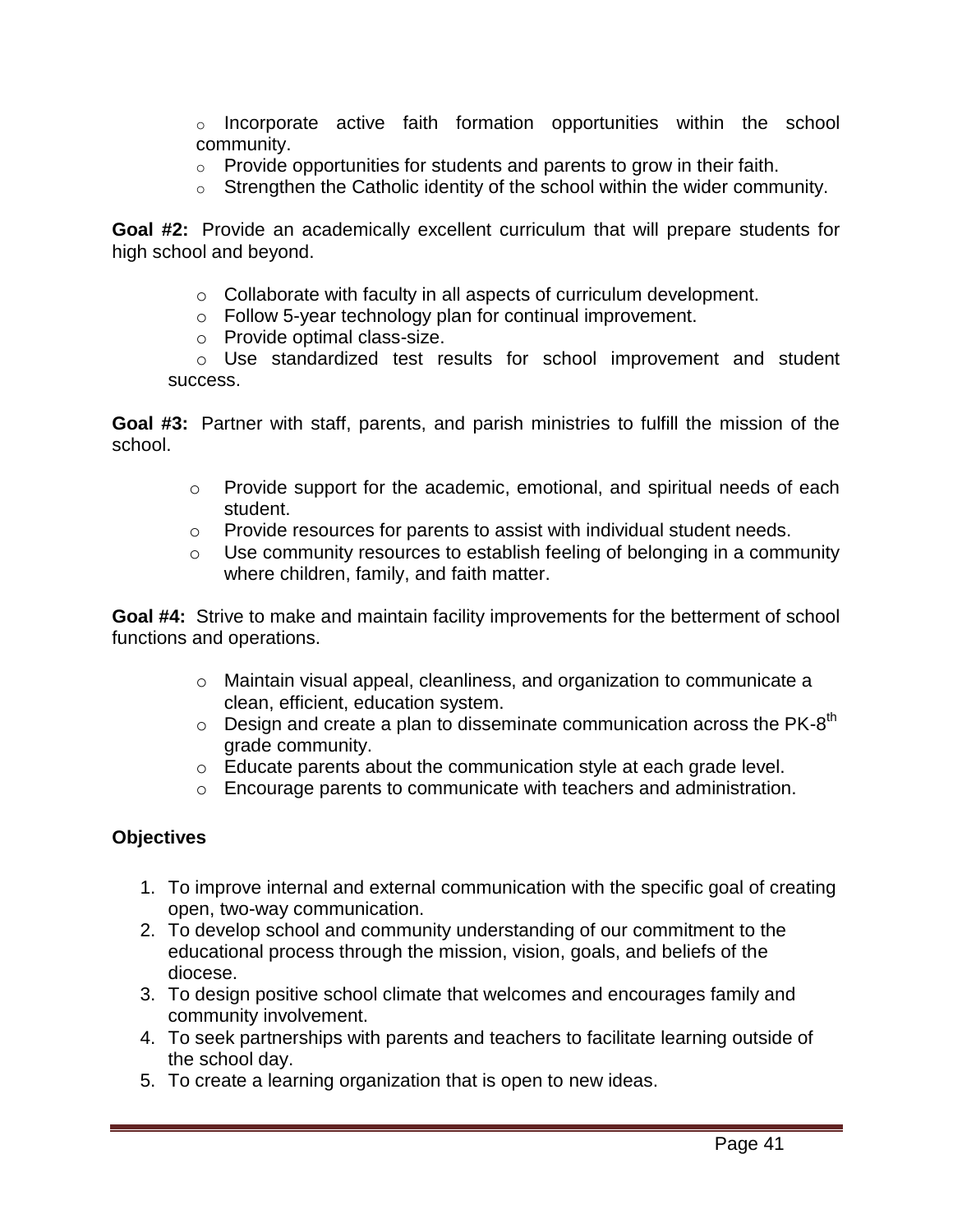- Incorporate active faith formation opportunities within the school community.
- Provide opportunities for students and parents to grow in their faith.
- Strengthen the Catholic identity of the school within the wider community.

**Goal #2:** Provide an academically excellent curriculum that will prepare students for high school and beyond.

- Collaborate with faculty in all aspects of curriculum development.
- Follow 5-year technology plan for continual improvement.
- Provide optimal class-size.
- Use standardized test results for school improvement and student success.

**Goal #3:** Partner with staff, parents, and parish ministries to fulfill the mission of the school.

- Provide support for the academic, emotional, and spiritual needs of each student.
- Provide resources for parents to assist with individual student needs.
- Use community resources to establish feeling of belonging in a community where children, family, and faith matter.

**Goal #4:** Strive to make and maintain facility improvements for the betterment of school functions and operations.

- Maintain visual appeal, cleanliness, and organization to communicate a clean, efficient, education system.
- Design and create a plan to disseminate communication across the PK-8th grade community.
- Educate parents about the communication style at each grade level.
- Encourage parents to communicate with teachers and administration.

**Objectives**

1. To improve internal and external communication with the specific goal of creating open, two-way communication.
2. To develop school and community understanding of our commitment to the educational process through the mission, vision, goals, and beliefs of the diocese.
3. To design positive school climate that welcomes and encourages family and community involvement.
4. To seek partnerships with parents and teachers to facilitate learning outside of the school day.
5. To create a learning organization that is open to new ideas.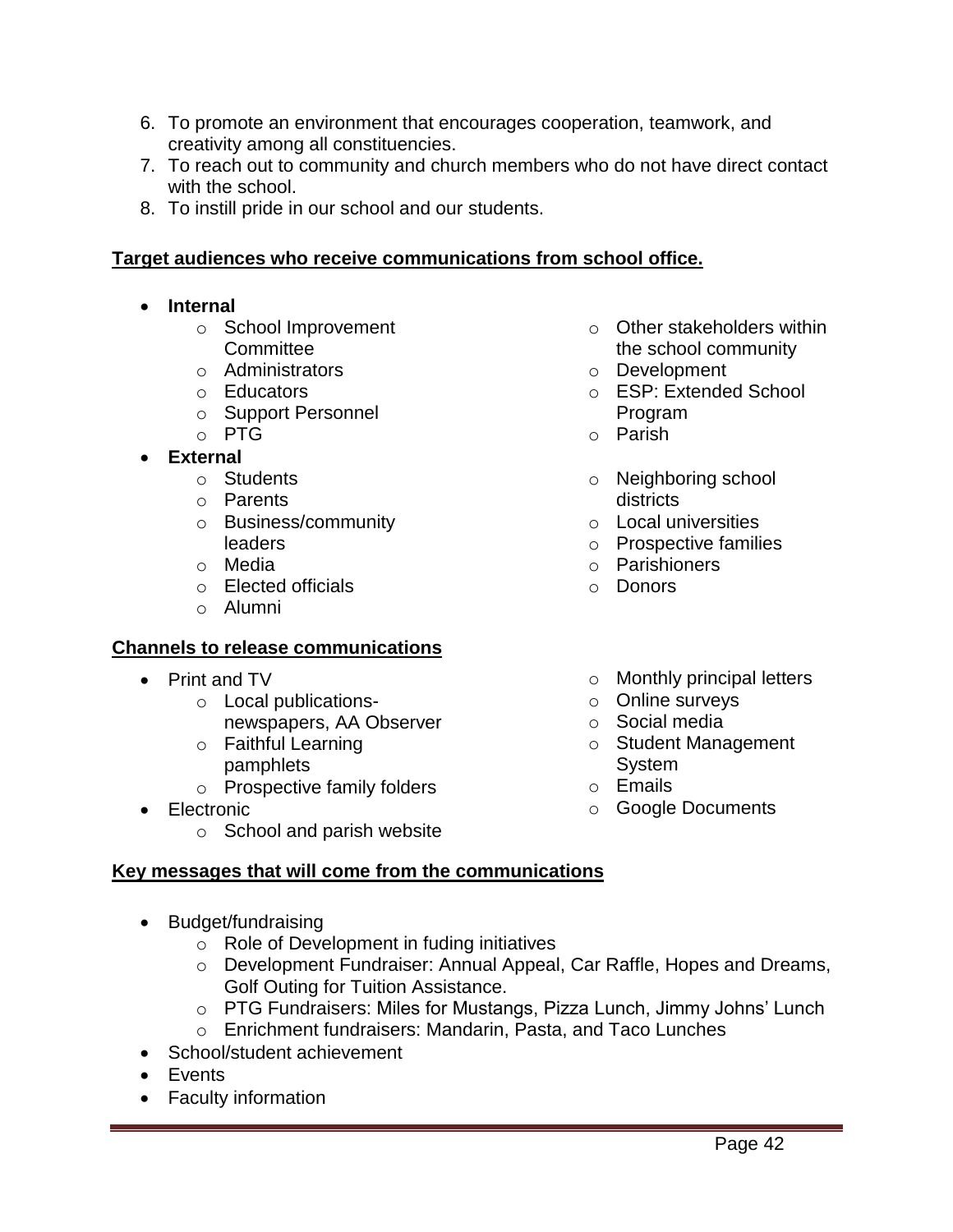6. To promote an environment that encourages cooperation, teamwork, and creativity among all constituencies.
7. To reach out to community and church members who do not have direct contact with the school.
8. To instill pride in our school and our students.

**Target audiences who receive communications from school office.**

- **Internal**
  - School Improvement Committee
  - Administrators
  - Educators
  - Support Personnel
  - PTG
  - Other stakeholders within the school community
  - Development
  - ESP: Extended School Program
  - Parish
- **External**
  - Students
  - Parents
  - Business/community leaders
  - Media
  - Elected officials
  - Alumni
  - Neighboring school districts
  - Local universities
  - Prospective families
  - Parishioners
  - Donors

**Channels to release communications**

- Print and TV
  - Local publications- newspapers, AA Observer
  - Faithful Learning pamphlets
  - Prospective family folders
- Electronic
  - School and parish website
  - Monthly principal letters
  - Online surveys
  - Social media
  - Student Management System
  - Emails
  - Google Documents

**Key messages that will come from the communications**

- Budget/fundraising
  - Role of Development in fuding initiatives
  - Development Fundraiser: Annual Appeal, Car Raffle, Hopes and Dreams, Golf Outing for Tuition Assistance.
  - PTG Fundraisers: Miles for Mustangs, Pizza Lunch, Jimmy Johns' Lunch
  - Enrichment fundraisers: Mandarin, Pasta, and Taco Lunches
- School/student achievement
- Events
- Faculty information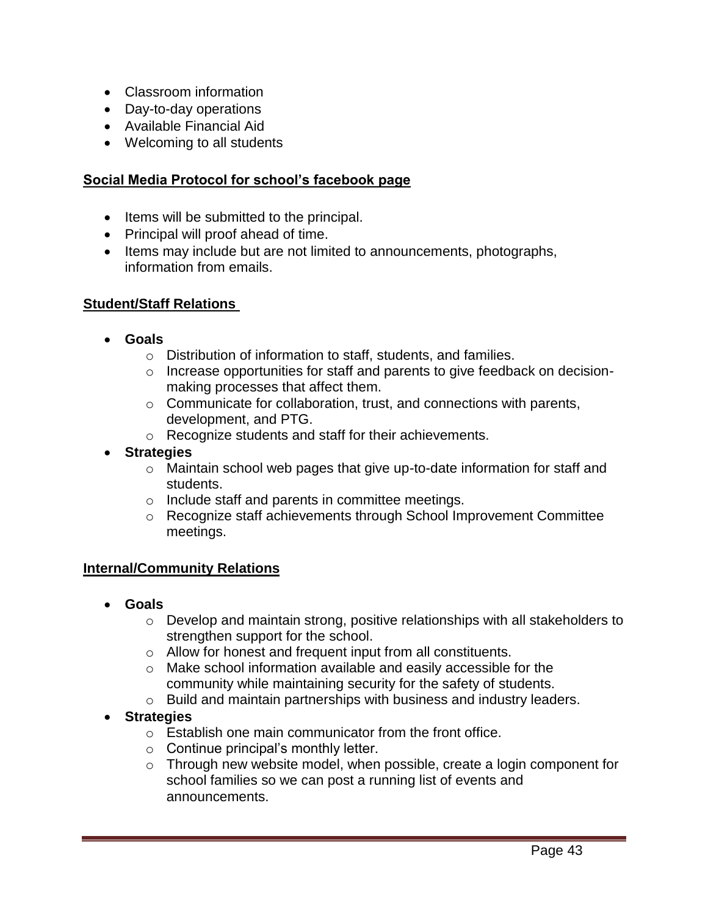- Classroom information
- Day-to-day operations
- Available Financial Aid
- Welcoming to all students

**Social Media Protocol for school's facebook page**

- Items will be submitted to the principal.
- Principal will proof ahead of time.
- Items may include but are not limited to announcements, photographs, information from emails.

**Student/Staff Relations**

- **Goals**
  - Distribution of information to staff, students, and families.
  - Increase opportunities for staff and parents to give feedback on decision-making processes that affect them.
  - Communicate for collaboration, trust, and connections with parents, development, and PTG.
  - Recognize students and staff for their achievements.
- **Strategies**
  - Maintain school web pages that give up-to-date information for staff and students.
  - Include staff and parents in committee meetings.
  - Recognize staff achievements through School Improvement Committee meetings.

**Internal/Community Relations**

- **Goals**
  - Develop and maintain strong, positive relationships with all stakeholders to strengthen support for the school.
  - Allow for honest and frequent input from all constituents.
  - Make school information available and easily accessible for the community while maintaining security for the safety of students.
  - Build and maintain partnerships with business and industry leaders.
- **Strategies**
  - Establish one main communicator from the front office.
  - Continue principal's monthly letter.
  - Through new website model, when possible, create a login component for school families so we can post a running list of events and announcements.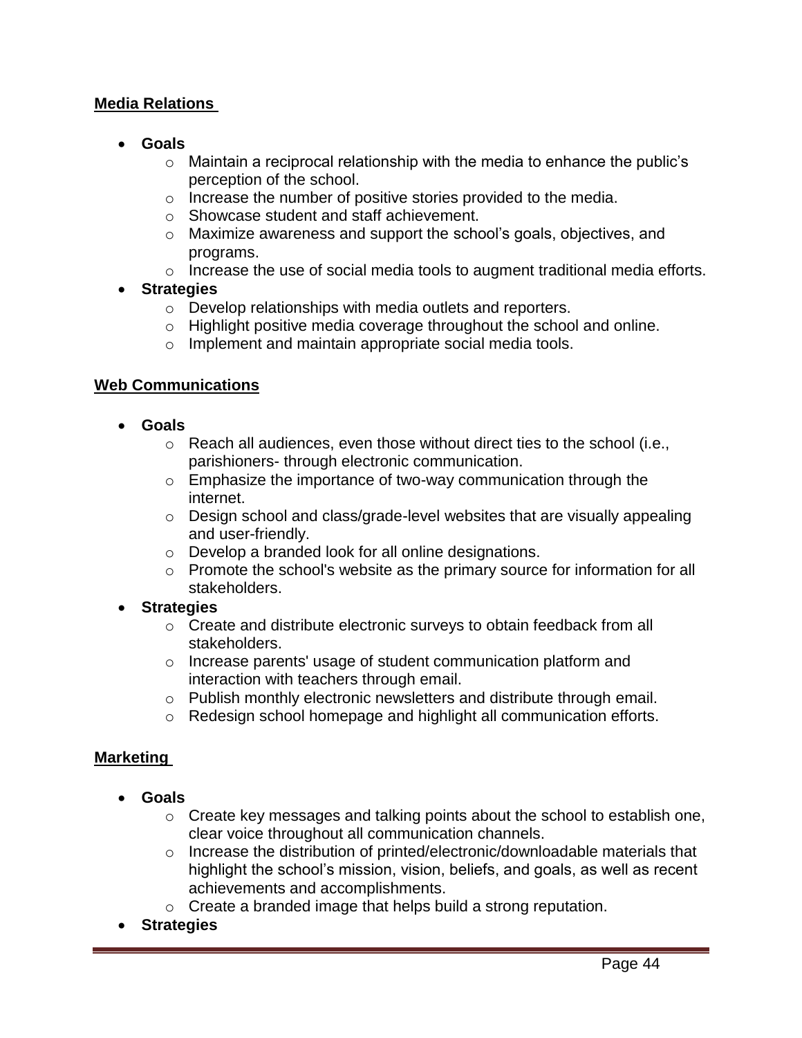**Media Relations**

- **Goals**
  - Maintain a reciprocal relationship with the media to enhance the public's perception of the school.
  - Increase the number of positive stories provided to the media.
  - Showcase student and staff achievement.
  - Maximize awareness and support the school's goals, objectives, and programs.
  - Increase the use of social media tools to augment traditional media efforts.
- **Strategies**
  - Develop relationships with media outlets and reporters.
  - Highlight positive media coverage throughout the school and online.
  - Implement and maintain appropriate social media tools.

**Web Communications**

- **Goals**
  - Reach all audiences, even those without direct ties to the school (i.e., parishioners- through electronic communication.
  - Emphasize the importance of two-way communication through the internet.
  - Design school and class/grade-level websites that are visually appealing and user-friendly.
  - Develop a branded look for all online designations.
  - Promote the school's website as the primary source for information for all stakeholders.
- **Strategies**
  - Create and distribute electronic surveys to obtain feedback from all stakeholders.
  - Increase parents' usage of student communication platform and interaction with teachers through email.
  - Publish monthly electronic newsletters and distribute through email.
  - Redesign school homepage and highlight all communication efforts.

**Marketing**

- **Goals**
  - Create key messages and talking points about the school to establish one, clear voice throughout all communication channels.
  - Increase the distribution of printed/electronic/downloadable materials that highlight the school's mission, vision, beliefs, and goals, as well as recent achievements and accomplishments.
  - Create a branded image that helps build a strong reputation.
- **Strategies**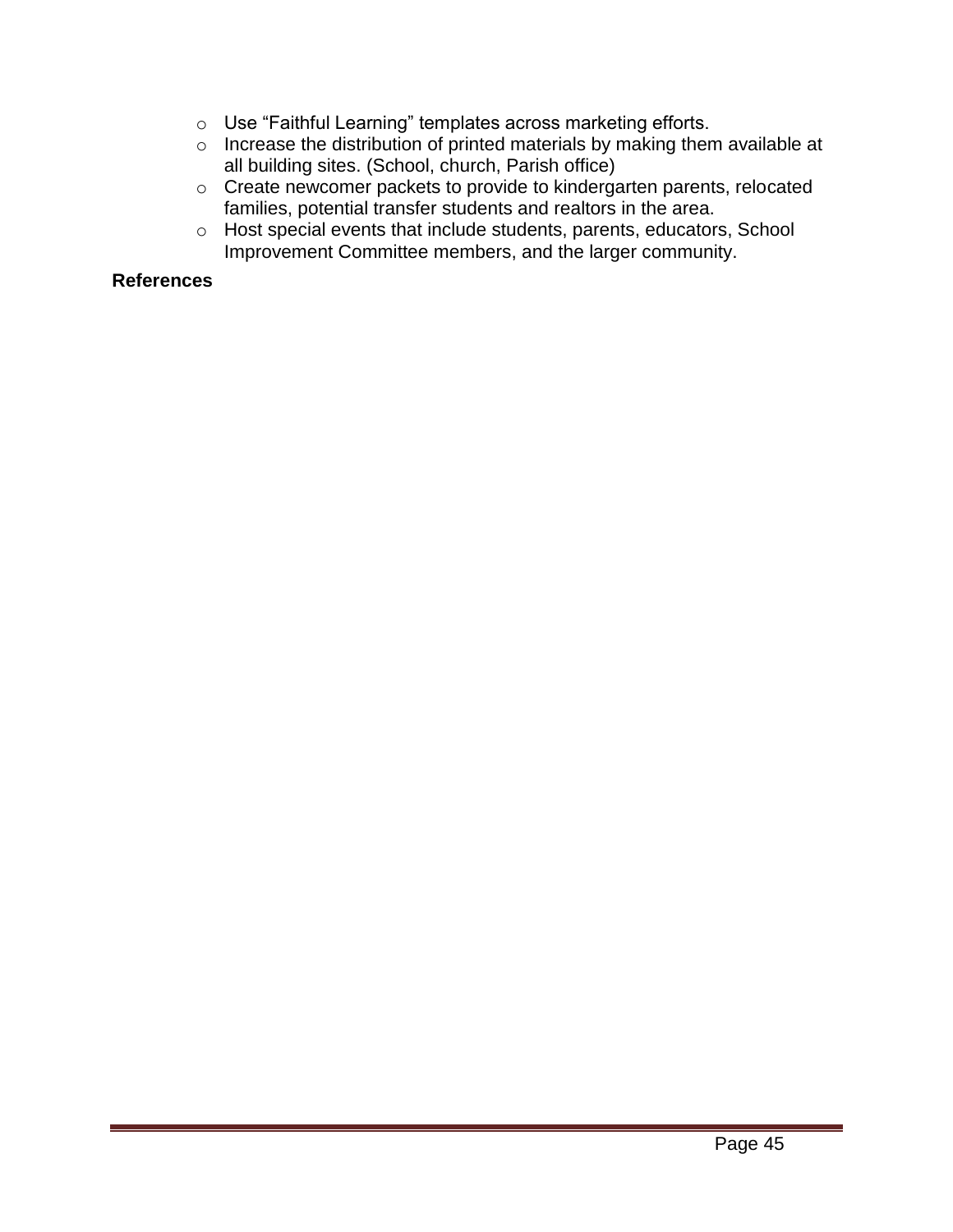- Use “Faithful Learning” templates across marketing efforts.
- Increase the distribution of printed materials by making them available at all building sites. (School, church, Parish office)
- Create newcomer packets to provide to kindergarten parents, relocated families, potential transfer students and realtors in the area.
- Host special events that include students, parents, educators, School Improvement Committee members, and the larger community.

**References**